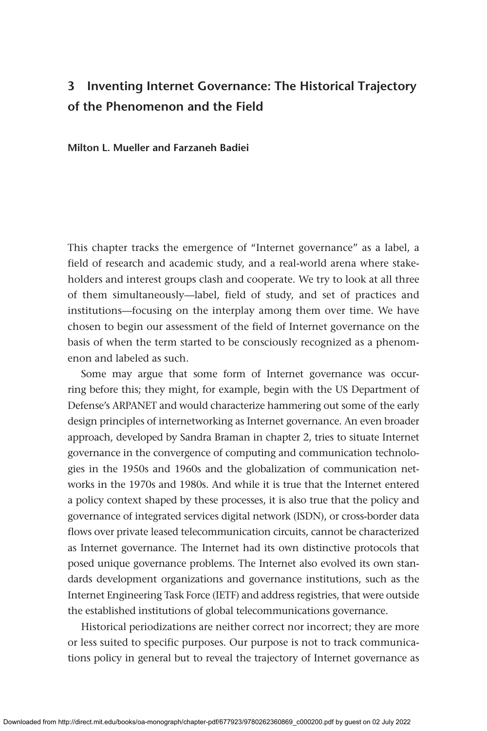# 3 Inventing Internet Governance: The Historical Trajectory of the Phenomenon and the Field

**Milton L. Mueller and Farzaneh Badiei**

This chapter tracks the emergence of "Internet governance" as a label, a field of research and academic study, and a real-world arena where stakeholders and interest groups clash and cooperate. We try to look at all three of them simultaneously—label, field of study, and set of practices and institutions—focusing on the interplay among them over time. We have chosen to begin our assessment of the field of Internet governance on the basis of when the term started to be consciously recognized as a phenomenon and labeled as such.

Some may argue that some form of Internet governance was occurring before this; they might, for example, begin with the US Department of Defense's ARPANET and would characterize hammering out some of the early design principles of internetworking as Internet governance. An even broader approach, developed by Sandra Braman in chapter 2, tries to situate Internet governance in the convergence of computing and communication technologies in the 1950s and 1960s and the globalization of communication networks in the 1970s and 1980s. And while it is true that the Internet entered a policy context shaped by these processes, it is also true that the policy and governance of integrated services digital network (ISDN), or cross-border data flows over private leased telecommunication circuits, cannot be characterized as Internet governance. The Internet had its own distinctive protocols that posed unique governance problems. The Internet also evolved its own standards development organizations and governance institutions, such as the Internet Engineering Task Force (IETF) and address registries, that were outside the established institutions of global telecommunications governance.

Historical periodizations are neither correct nor incorrect; they are more or less suited to specific purposes. Our purpose is not to track communications policy in general but to reveal the trajectory of Internet governance as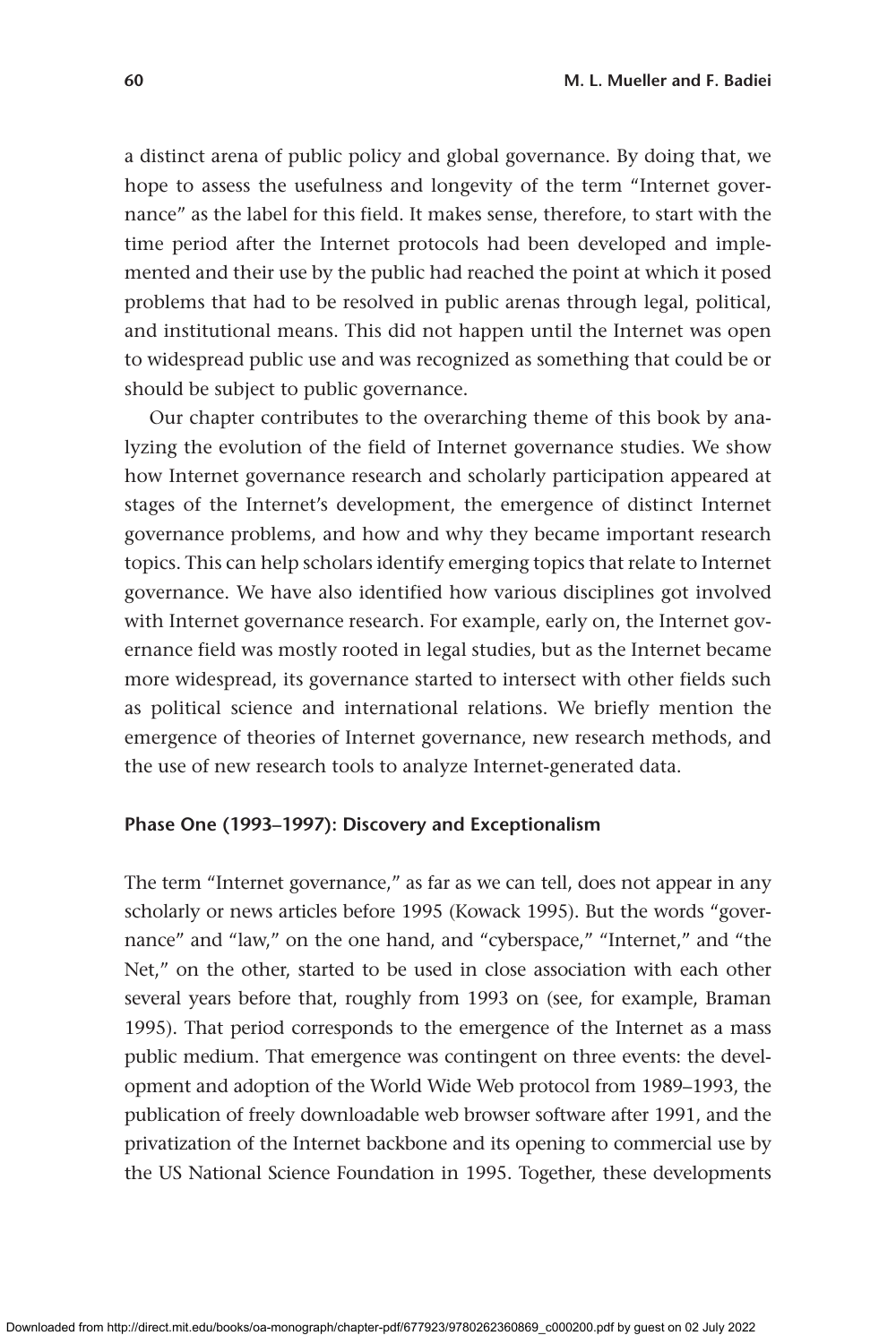a distinct arena of public policy and global governance. By doing that, we hope to assess the usefulness and longevity of the term "Internet governance" as the label for this field. It makes sense, therefore, to start with the time period after the Internet protocols had been developed and implemented and their use by the public had reached the point at which it posed problems that had to be resolved in public arenas through legal, political, and institutional means. This did not happen until the Internet was open to widespread public use and was recognized as something that could be or should be subject to public governance.

Our chapter contributes to the overarching theme of this book by analyzing the evolution of the field of Internet governance studies. We show how Internet governance research and scholarly participation appeared at stages of the Internet's development, the emergence of distinct Internet governance problems, and how and why they became important research topics. This can help scholars identify emerging topics that relate to Internet governance. We have also identified how various disciplines got involved with Internet governance research. For example, early on, the Internet governance field was mostly rooted in legal studies, but as the Internet became more widespread, its governance started to intersect with other fields such as political science and international relations. We briefly mention the emergence of theories of Internet governance, new research methods, and the use of new research tools to analyze Internet-generated data.

## Phase One (1993–1997): Discovery and Exceptionalism

The term "Internet governance," as far as we can tell, does not appear in any scholarly or news articles before 1995 (Kowack 1995). But the words "governance" and "law," on the one hand, and "cyberspace," "Internet," and "the Net," on the other, started to be used in close association with each other several years before that, roughly from 1993 on (see, for example, Braman 1995). That period corresponds to the emergence of the Internet as a mass public medium. That emergence was contingent on three events: the development and adoption of the World Wide Web protocol from 1989–1993, the publication of freely downloadable web browser software after 1991, and the privatization of the Internet backbone and its opening to commercial use by the US National Science Foundation in 1995. Together, these developments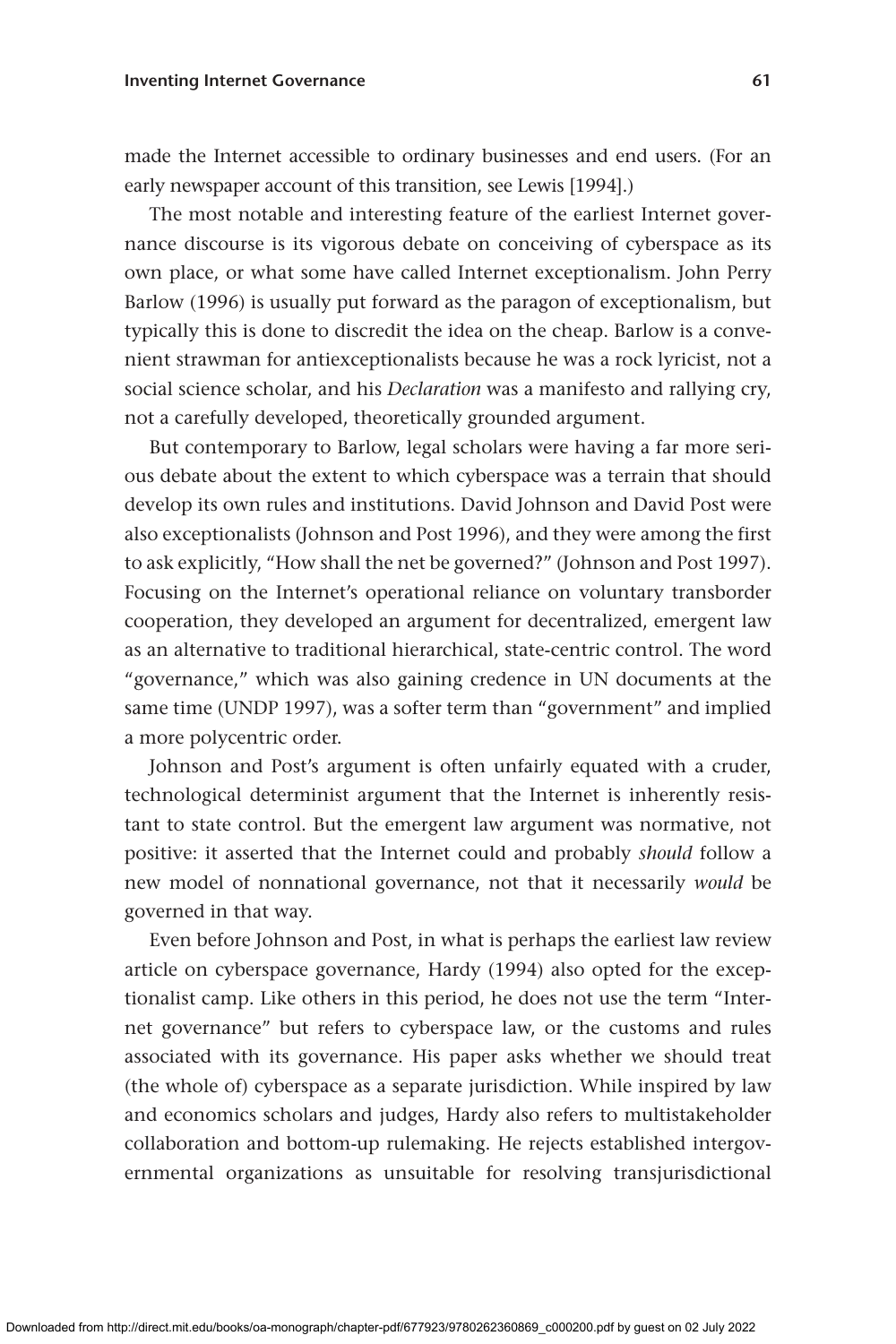made the Internet accessible to ordinary businesses and end users. (For an early newspaper account of this transition, see Lewis [1994].)

The most notable and interesting feature of the earliest Internet governance discourse is its vigorous debate on conceiving of cyberspace as its own place, or what some have called Internet exceptionalism. John Perry Barlow (1996) is usually put forward as the paragon of exceptionalism, but typically this is done to discredit the idea on the cheap. Barlow is a convenient strawman for antiexceptionalists because he was a rock lyricist, not a social science scholar, and his *Declaration* was a manifesto and rallying cry, not a carefully developed, theoretically grounded argument.

But contemporary to Barlow, legal scholars were having a far more serious debate about the extent to which cyberspace was a terrain that should develop its own rules and institutions. David Johnson and David Post were also exceptionalists (Johnson and Post 1996), and they were among the first to ask explicitly, "How shall the net be governed?" (Johnson and Post 1997). Focusing on the Internet's operational reliance on voluntary transborder cooperation, they developed an argument for decentralized, emergent law as an alternative to traditional hierarchical, state-centric control. The word "governance," which was also gaining credence in UN documents at the same time (UNDP 1997), was a softer term than "government" and implied a more polycentric order.

Johnson and Post's argument is often unfairly equated with a cruder, technological determinist argument that the Internet is inherently resistant to state control. But the emergent law argument was normative, not positive: it asserted that the Internet could and probably *should* follow a new model of nonnational governance, not that it necessarily *would* be governed in that way.

Even before Johnson and Post, in what is perhaps the earliest law review article on cyberspace governance, Hardy (1994) also opted for the exceptionalist camp. Like others in this period, he does not use the term "Internet governance" but refers to cyberspace law, or the customs and rules associated with its governance. His paper asks whether we should treat (the whole of) cyberspace as a separate jurisdiction. While inspired by law and economics scholars and judges, Hardy also refers to multistakeholder collaboration and bottom-up rulemaking. He rejects established intergovernmental organizations as unsuitable for resolving transjurisdictional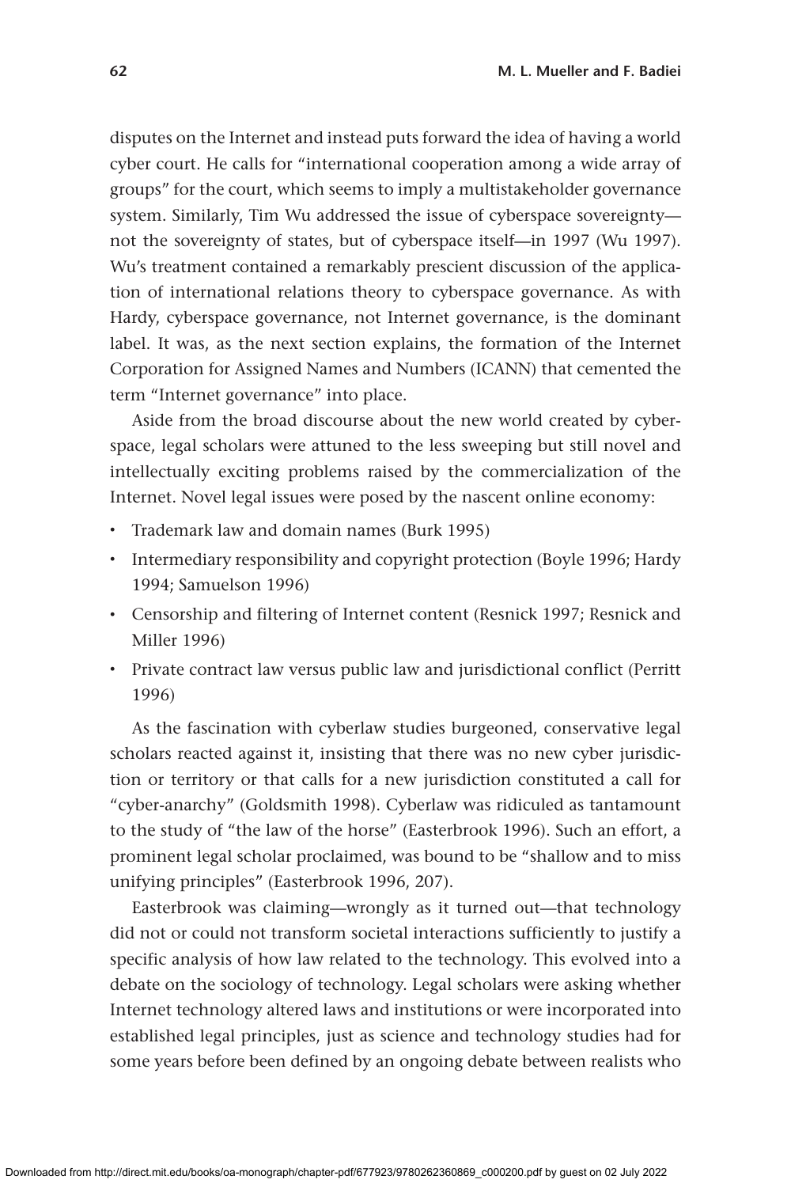disputes on the Internet and instead puts forward the idea of having a world cyber court. He calls for "international cooperation among a wide array of groups" for the court, which seems to imply a multistakeholder governance system. Similarly, Tim Wu addressed the issue of cyberspace sovereignty—not the sovereignty of states, but of cyberspace itself—in 1997 (Wu 1997). Wu's treatment contained a remarkably prescient discussion of the application of international relations theory to cyberspace governance. As with Hardy, cyberspace governance, not Internet governance, is the dominant label. It was, as the next section explains, the formation of the Internet Corporation for Assigned Names and Numbers (ICANN) that cemented the term "Internet governance" into place.

Aside from the broad discourse about the new world created by cyberspace, legal scholars were attuned to the less sweeping but still novel and intellectually exciting problems raised by the commercialization of the Internet. Novel legal issues were posed by the nascent online economy:

- Trademark law and domain names (Burk 1995)
- Intermediary responsibility and copyright protection (Boyle 1996; Hardy 1994; Samuelson 1996)
- Censorship and filtering of Internet content (Resnick 1997; Resnick and Miller 1996)
- Private contract law versus public law and jurisdictional conflict (Perritt 1996)

As the fascination with cyberlaw studies burgeoned, conservative legal scholars reacted against it, insisting that there was no new cyber jurisdiction or territory or that calls for a new jurisdiction constituted a call for "cyber-anarchy" (Goldsmith 1998). Cyberlaw was ridiculed as tantamount to the study of "the law of the horse" (Easterbrook 1996). Such an effort, a prominent legal scholar proclaimed, was bound to be "shallow and to miss unifying principles" (Easterbrook 1996, 207).

Easterbrook was claiming—wrongly as it turned out—that technology did not or could not transform societal interactions sufficiently to justify a specific analysis of how law related to the technology. This evolved into a debate on the sociology of technology. Legal scholars were asking whether Internet technology altered laws and institutions or were incorporated into established legal principles, just as science and technology studies had for some years before been defined by an ongoing debate between realists who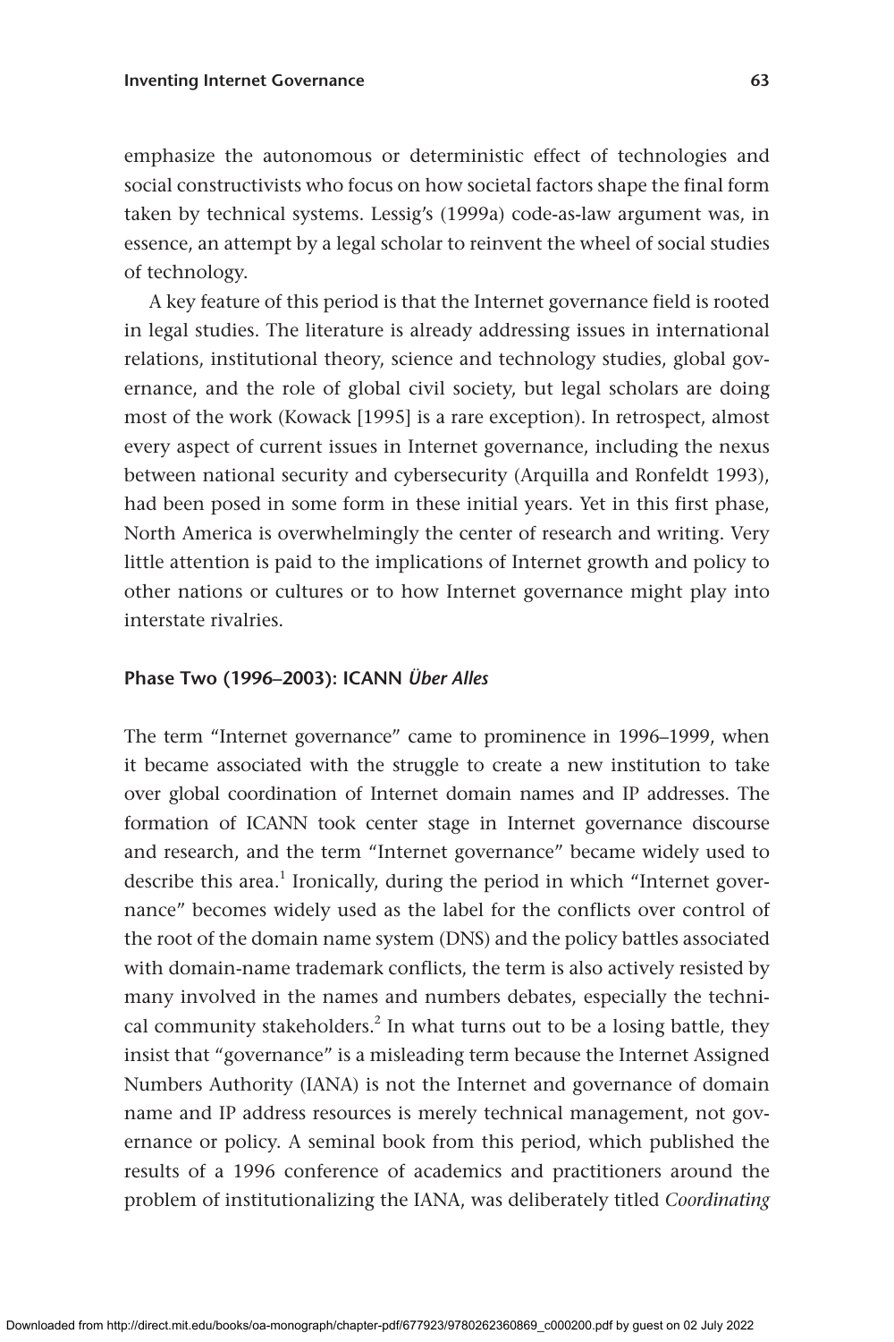emphasize the autonomous or deterministic effect of technologies and social constructivists who focus on how societal factors shape the final form taken by technical systems. Lessig's (1999a) code-as-law argument was, in essence, an attempt by a legal scholar to reinvent the wheel of social studies of technology.

A key feature of this period is that the Internet governance field is rooted in legal studies. The literature is already addressing issues in international relations, institutional theory, science and technology studies, global governance, and the role of global civil society, but legal scholars are doing most of the work (Kowack [1995] is a rare exception). In retrospect, almost every aspect of current issues in Internet governance, including the nexus between national security and cybersecurity (Arquilla and Ronfeldt 1993), had been posed in some form in these initial years. Yet in this first phase, North America is overwhelmingly the center of research and writing. Very little attention is paid to the implications of Internet growth and policy to other nations or cultures or to how Internet governance might play into interstate rivalries.

### Phase Two (1996–2003): ICANN *Über Alles*

The term "Internet governance" came to prominence in 1996–1999, when it became associated with the struggle to create a new institution to take over global coordination of Internet domain names and IP addresses. The formation of ICANN took center stage in Internet governance discourse and research, and the term "Internet governance" became widely used to describe this area.[1] Ironically, during the period in which "Internet governance" becomes widely used as the label for the conflicts over control of the root of the domain name system (DNS) and the policy battles associated with domain-name trademark conflicts, the term is also actively resisted by many involved in the names and numbers debates, especially the technical community stakeholders.[2] In what turns out to be a losing battle, they insist that "governance" is a misleading term because the Internet Assigned Numbers Authority (IANA) is not the Internet and governance of domain name and IP address resources is merely technical management, not governance or policy. A seminal book from this period, which published the results of a 1996 conference of academics and practitioners around the problem of institutionalizing the IANA, was deliberately titled *Coordinating*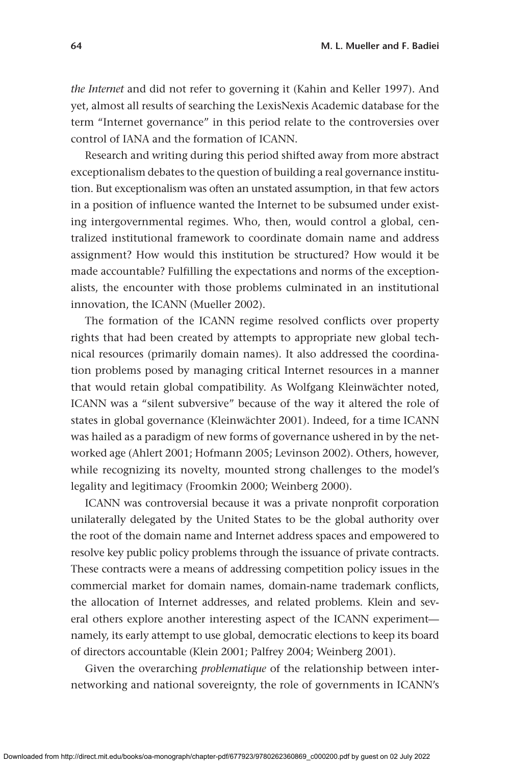*the Internet* and did not refer to governing it (Kahin and Keller 1997). And yet, almost all results of searching the LexisNexis Academic database for the term "Internet governance" in this period relate to the controversies over control of IANA and the formation of ICANN.

Research and writing during this period shifted away from more abstract exceptionalism debates to the question of building a real governance institution. But exceptionalism was often an unstated assumption, in that few actors in a position of influence wanted the Internet to be subsumed under existing intergovernmental regimes. Who, then, would control a global, centralized institutional framework to coordinate domain name and address assignment? How would this institution be structured? How would it be made accountable? Fulfilling the expectations and norms of the exceptionalists, the encounter with those problems culminated in an institutional innovation, the ICANN (Mueller 2002).

The formation of the ICANN regime resolved conflicts over property rights that had been created by attempts to appropriate new global technical resources (primarily domain names). It also addressed the coordination problems posed by managing critical Internet resources in a manner that would retain global compatibility. As Wolfgang Kleinwächter noted, ICANN was a "silent subversive" because of the way it altered the role of states in global governance (Kleinwächter 2001). Indeed, for a time ICANN was hailed as a paradigm of new forms of governance ushered in by the networked age (Ahlert 2001; Hofmann 2005; Levinson 2002). Others, however, while recognizing its novelty, mounted strong challenges to the model's legality and legitimacy (Froomkin 2000; Weinberg 2000).

ICANN was controversial because it was a private nonprofit corporation unilaterally delegated by the United States to be the global authority over the root of the domain name and Internet address spaces and empowered to resolve key public policy problems through the issuance of private contracts. These contracts were a means of addressing competition policy issues in the commercial market for domain names, domain-name trademark conflicts, the allocation of Internet addresses, and related problems. Klein and several others explore another interesting aspect of the ICANN experiment—namely, its early attempt to use global, democratic elections to keep its board of directors accountable (Klein 2001; Palfrey 2004; Weinberg 2001).

Given the overarching *problematique* of the relationship between internetworking and national sovereignty, the role of governments in ICANN's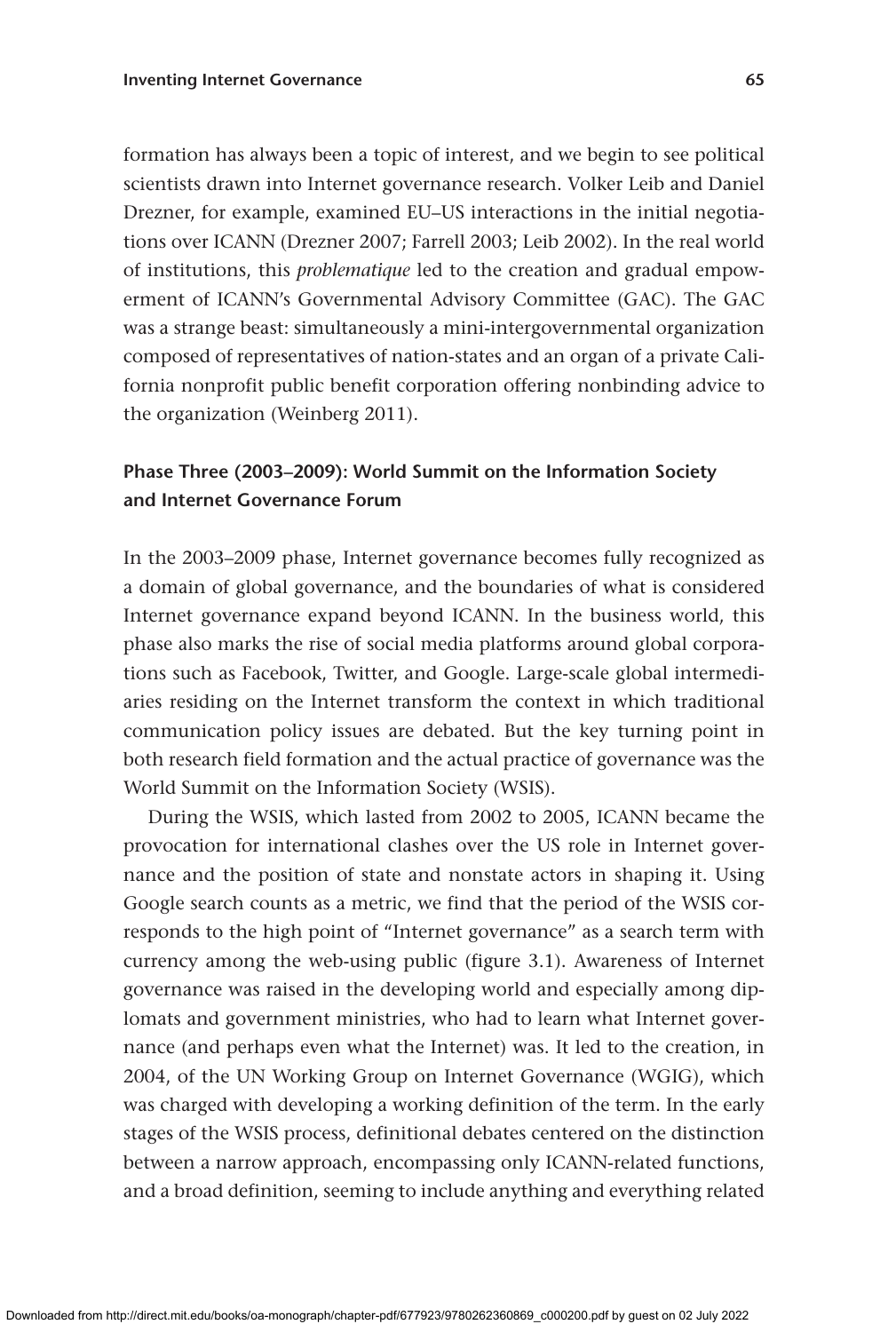formation has always been a topic of interest, and we begin to see political scientists drawn into Internet governance research. Volker Leib and Daniel Drezner, for example, examined EU–US interactions in the initial negotiations over ICANN (Drezner 2007; Farrell 2003; Leib 2002). In the real world of institutions, this *problematique* led to the creation and gradual empowerment of ICANN's Governmental Advisory Committee (GAC). The GAC was a strange beast: simultaneously a mini-intergovernmental organization composed of representatives of nation-states and an organ of a private California nonprofit public benefit corporation offering nonbinding advice to the organization (Weinberg 2011).

### Phase Three (2003–2009): World Summit on the Information Society and Internet Governance Forum

In the 2003–2009 phase, Internet governance becomes fully recognized as a domain of global governance, and the boundaries of what is considered Internet governance expand beyond ICANN. In the business world, this phase also marks the rise of social media platforms around global corporations such as Facebook, Twitter, and Google. Large-scale global intermediaries residing on the Internet transform the context in which traditional communication policy issues are debated. But the key turning point in both research field formation and the actual practice of governance was the World Summit on the Information Society (WSIS).

During the WSIS, which lasted from 2002 to 2005, ICANN became the provocation for international clashes over the US role in Internet governance and the position of state and nonstate actors in shaping it. Using Google search counts as a metric, we find that the period of the WSIS corresponds to the high point of "Internet governance" as a search term with currency among the web-using public (figure 3.1). Awareness of Internet governance was raised in the developing world and especially among diplomats and government ministries, who had to learn what Internet governance (and perhaps even what the Internet) was. It led to the creation, in 2004, of the UN Working Group on Internet Governance (WGIG), which was charged with developing a working definition of the term. In the early stages of the WSIS process, definitional debates centered on the distinction between a narrow approach, encompassing only ICANN-related functions, and a broad definition, seeming to include anything and everything related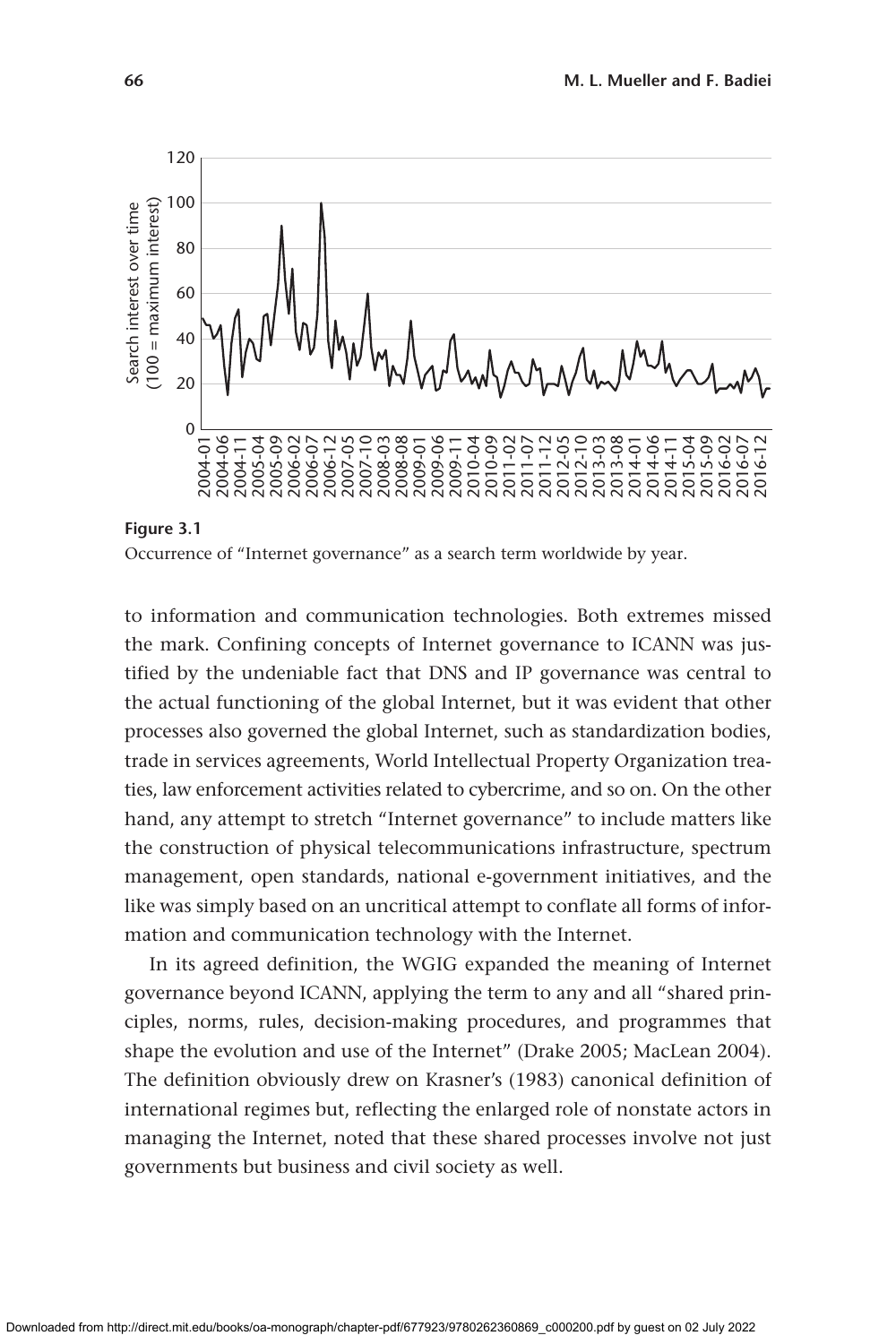**Figure 3.1**
Occurrence of "Internet governance" as a search term worldwide by year.

to information and communication technologies. Both extremes missed the mark. Confining concepts of Internet governance to ICANN was justified by the undeniable fact that DNS and IP governance was central to the actual functioning of the global Internet, but it was evident that other processes also governed the global Internet, such as standardization bodies, trade in services agreements, World Intellectual Property Organization treaties, law enforcement activities related to cybercrime, and so on. On the other hand, any attempt to stretch "Internet governance" to include matters like the construction of physical telecommunications infrastructure, spectrum management, open standards, national e-government initiatives, and the like was simply based on an uncritical attempt to conflate all forms of information and communication technology with the Internet.

In its agreed definition, the WGIG expanded the meaning of Internet governance beyond ICANN, applying the term to any and all "shared principles, norms, rules, decision-making procedures, and programmes that shape the evolution and use of the Internet" (Drake 2005; MacLean 2004). The definition obviously drew on Krasner's (1983) canonical definition of international regimes but, reflecting the enlarged role of nonstate actors in managing the Internet, noted that these shared processes involve not just governments but business and civil society as well.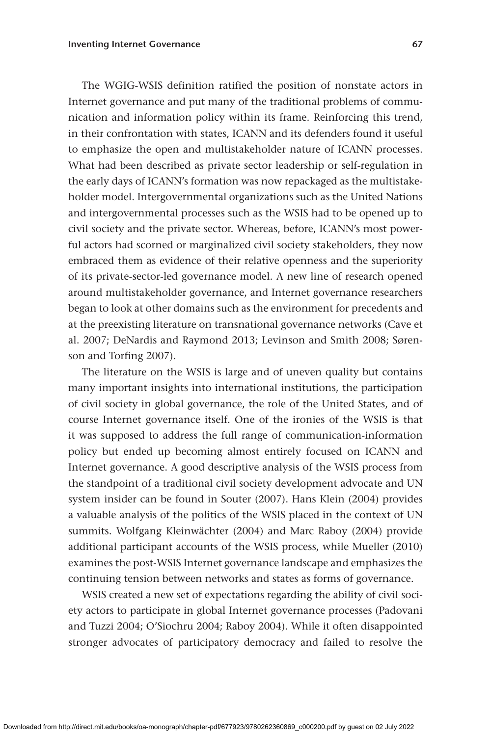The WGIG-WSIS definition ratified the position of nonstate actors in Internet governance and put many of the traditional problems of communication and information policy within its frame. Reinforcing this trend, in their confrontation with states, ICANN and its defenders found it useful to emphasize the open and multistakeholder nature of ICANN processes. What had been described as private sector leadership or self-regulation in the early days of ICANN's formation was now repackaged as the multistakeholder model. Intergovernmental organizations such as the United Nations and intergovernmental processes such as the WSIS had to be opened up to civil society and the private sector. Whereas, before, ICANN's most powerful actors had scorned or marginalized civil society stakeholders, they now embraced them as evidence of their relative openness and the superiority of its private-sector-led governance model. A new line of research opened around multistakeholder governance, and Internet governance researchers began to look at other domains such as the environment for precedents and at the preexisting literature on transnational governance networks (Cave et al. 2007; DeNardis and Raymond 2013; Levinson and Smith 2008; Sørenson and Torfing 2007).

The literature on the WSIS is large and of uneven quality but contains many important insights into international institutions, the participation of civil society in global governance, the role of the United States, and of course Internet governance itself. One of the ironies of the WSIS is that it was supposed to address the full range of communication-information policy but ended up becoming almost entirely focused on ICANN and Internet governance. A good descriptive analysis of the WSIS process from the standpoint of a traditional civil society development advocate and UN system insider can be found in Souter (2007). Hans Klein (2004) provides a valuable analysis of the politics of the WSIS placed in the context of UN summits. Wolfgang Kleinwächter (2004) and Marc Raboy (2004) provide additional participant accounts of the WSIS process, while Mueller (2010) examines the post-WSIS Internet governance landscape and emphasizes the continuing tension between networks and states as forms of governance.

WSIS created a new set of expectations regarding the ability of civil society actors to participate in global Internet governance processes (Padovani and Tuzzi 2004; O'Siochru 2004; Raboy 2004). While it often disappointed stronger advocates of participatory democracy and failed to resolve the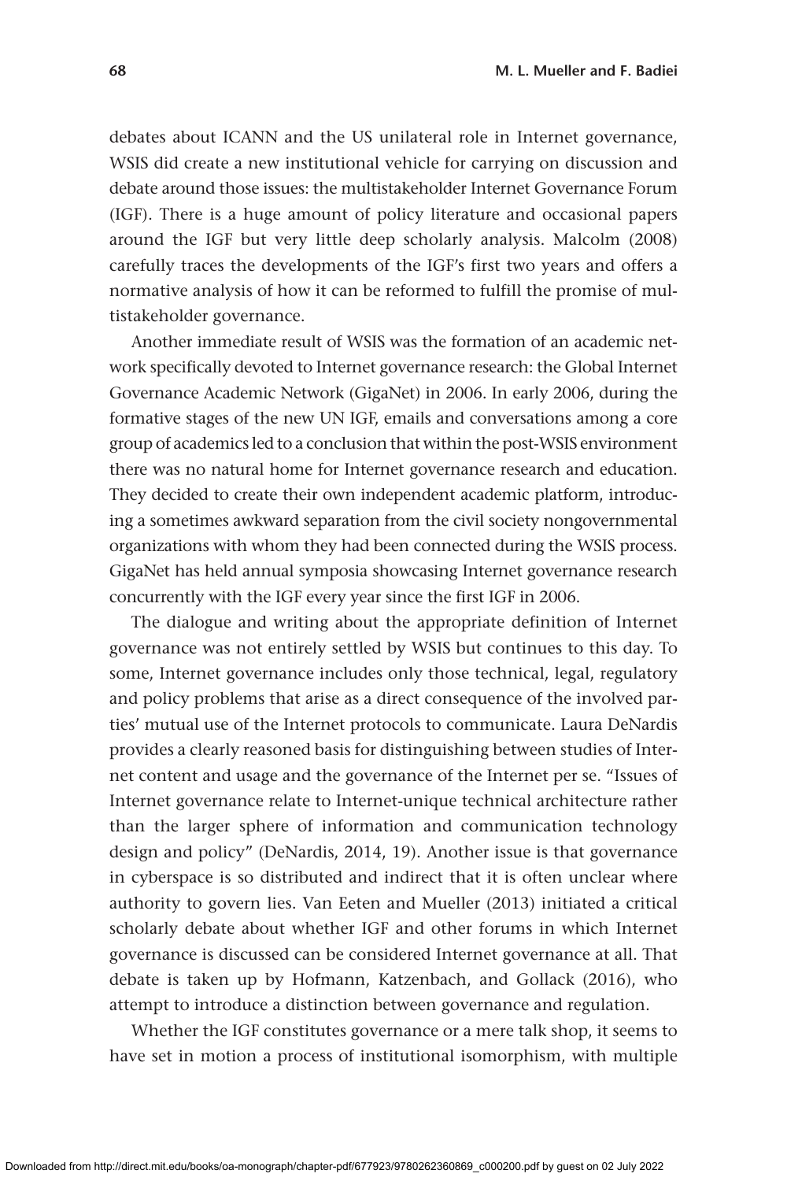debates about ICANN and the US unilateral role in Internet governance, WSIS did create a new institutional vehicle for carrying on discussion and debate around those issues: the multistakeholder Internet Governance Forum (IGF). There is a huge amount of policy literature and occasional papers around the IGF but very little deep scholarly analysis. Malcolm (2008) carefully traces the developments of the IGF's first two years and offers a normative analysis of how it can be reformed to fulfill the promise of multistakeholder governance.

Another immediate result of WSIS was the formation of an academic network specifically devoted to Internet governance research: the Global Internet Governance Academic Network (GigaNet) in 2006. In early 2006, during the formative stages of the new UN IGF, emails and conversations among a core group of academics led to a conclusion that within the post-WSIS environment there was no natural home for Internet governance research and education. They decided to create their own independent academic platform, introducing a sometimes awkward separation from the civil society nongovernmental organizations with whom they had been connected during the WSIS process. GigaNet has held annual symposia showcasing Internet governance research concurrently with the IGF every year since the first IGF in 2006.

The dialogue and writing about the appropriate definition of Internet governance was not entirely settled by WSIS but continues to this day. To some, Internet governance includes only those technical, legal, regulatory and policy problems that arise as a direct consequence of the involved parties' mutual use of the Internet protocols to communicate. Laura DeNardis provides a clearly reasoned basis for distinguishing between studies of Internet content and usage and the governance of the Internet per se. "Issues of Internet governance relate to Internet-unique technical architecture rather than the larger sphere of information and communication technology design and policy" (DeNardis, 2014, 19). Another issue is that governance in cyberspace is so distributed and indirect that it is often unclear where authority to govern lies. Van Eeten and Mueller (2013) initiated a critical scholarly debate about whether IGF and other forums in which Internet governance is discussed can be considered Internet governance at all. That debate is taken up by Hofmann, Katzenbach, and Gollack (2016), who attempt to introduce a distinction between governance and regulation.

Whether the IGF constitutes governance or a mere talk shop, it seems to have set in motion a process of institutional isomorphism, with multiple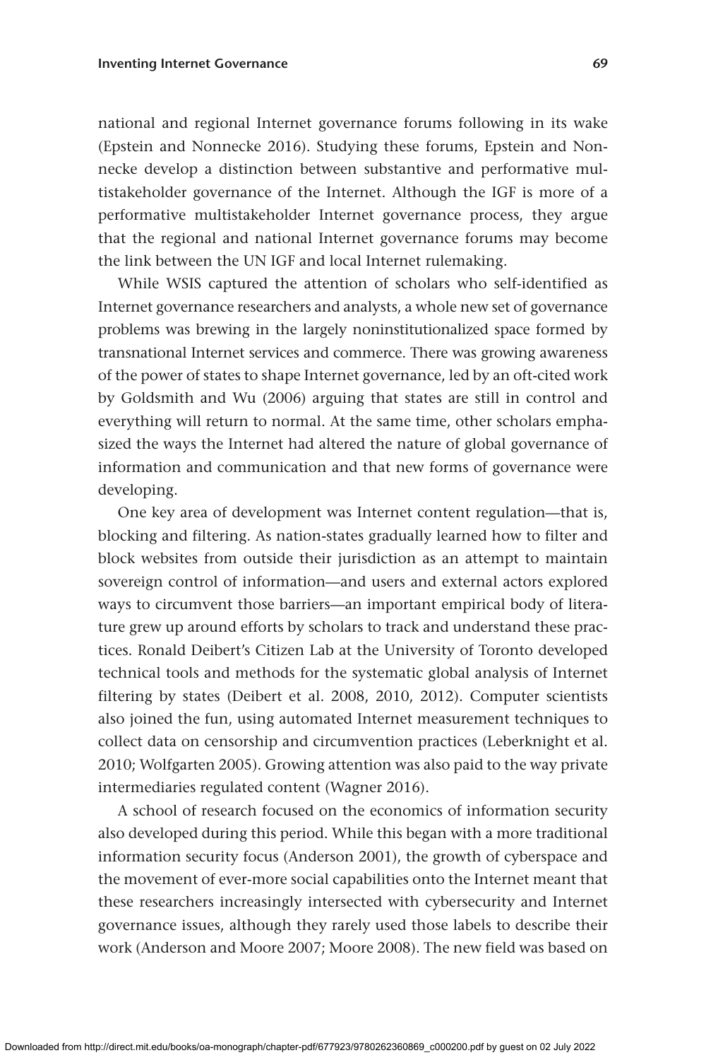national and regional Internet governance forums following in its wake (Epstein and Nonnecke 2016). Studying these forums, Epstein and Nonnecke develop a distinction between substantive and performative multistakeholder governance of the Internet. Although the IGF is more of a performative multistakeholder Internet governance process, they argue that the regional and national Internet governance forums may become the link between the UN IGF and local Internet rulemaking.

While WSIS captured the attention of scholars who self-identified as Internet governance researchers and analysts, a whole new set of governance problems was brewing in the largely noninstitutionalized space formed by transnational Internet services and commerce. There was growing awareness of the power of states to shape Internet governance, led by an oft-cited work by Goldsmith and Wu (2006) arguing that states are still in control and everything will return to normal. At the same time, other scholars emphasized the ways the Internet had altered the nature of global governance of information and communication and that new forms of governance were developing.

One key area of development was Internet content regulation—that is, blocking and filtering. As nation-states gradually learned how to filter and block websites from outside their jurisdiction as an attempt to maintain sovereign control of information—and users and external actors explored ways to circumvent those barriers—an important empirical body of literature grew up around efforts by scholars to track and understand these practices. Ronald Deibert's Citizen Lab at the University of Toronto developed technical tools and methods for the systematic global analysis of Internet filtering by states (Deibert et al. 2008, 2010, 2012). Computer scientists also joined the fun, using automated Internet measurement techniques to collect data on censorship and circumvention practices (Leberknight et al. 2010; Wolfgarten 2005). Growing attention was also paid to the way private intermediaries regulated content (Wagner 2016).

A school of research focused on the economics of information security also developed during this period. While this began with a more traditional information security focus (Anderson 2001), the growth of cyberspace and the movement of ever-more social capabilities onto the Internet meant that these researchers increasingly intersected with cybersecurity and Internet governance issues, although they rarely used those labels to describe their work (Anderson and Moore 2007; Moore 2008). The new field was based on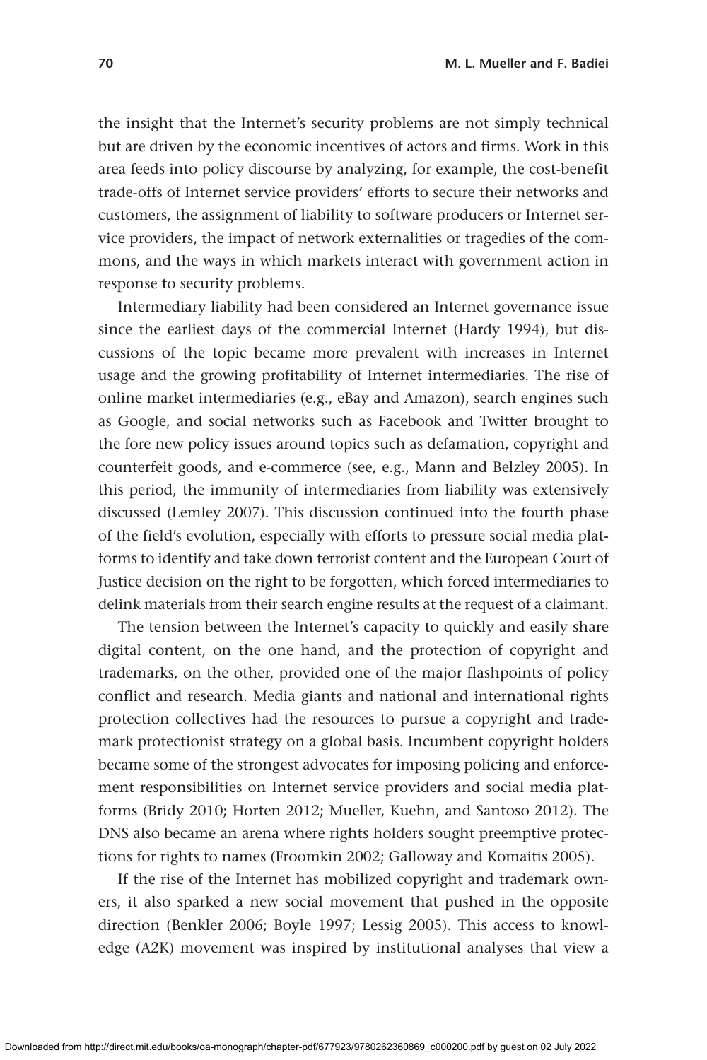the insight that the Internet's security problems are not simply technical but are driven by the economic incentives of actors and firms. Work in this area feeds into policy discourse by analyzing, for example, the cost-benefit trade-offs of Internet service providers' efforts to secure their networks and customers, the assignment of liability to software producers or Internet service providers, the impact of network externalities or tragedies of the commons, and the ways in which markets interact with government action in response to security problems.

Intermediary liability had been considered an Internet governance issue since the earliest days of the commercial Internet (Hardy 1994), but discussions of the topic became more prevalent with increases in Internet usage and the growing profitability of Internet intermediaries. The rise of online market intermediaries (e.g., eBay and Amazon), search engines such as Google, and social networks such as Facebook and Twitter brought to the fore new policy issues around topics such as defamation, copyright and counterfeit goods, and e-commerce (see, e.g., Mann and Belzley 2005). In this period, the immunity of intermediaries from liability was extensively discussed (Lemley 2007). This discussion continued into the fourth phase of the field's evolution, especially with efforts to pressure social media platforms to identify and take down terrorist content and the European Court of Justice decision on the right to be forgotten, which forced intermediaries to delink materials from their search engine results at the request of a claimant.

The tension between the Internet's capacity to quickly and easily share digital content, on the one hand, and the protection of copyright and trademarks, on the other, provided one of the major flashpoints of policy conflict and research. Media giants and national and international rights protection collectives had the resources to pursue a copyright and trademark protectionist strategy on a global basis. Incumbent copyright holders became some of the strongest advocates for imposing policing and enforcement responsibilities on Internet service providers and social media platforms (Bridy 2010; Horten 2012; Mueller, Kuehn, and Santoso 2012). The DNS also became an arena where rights holders sought preemptive protections for rights to names (Froomkin 2002; Galloway and Komaitis 2005).

If the rise of the Internet has mobilized copyright and trademark owners, it also sparked a new social movement that pushed in the opposite direction (Benkler 2006; Boyle 1997; Lessig 2005). This access to knowledge (A2K) movement was inspired by institutional analyses that view a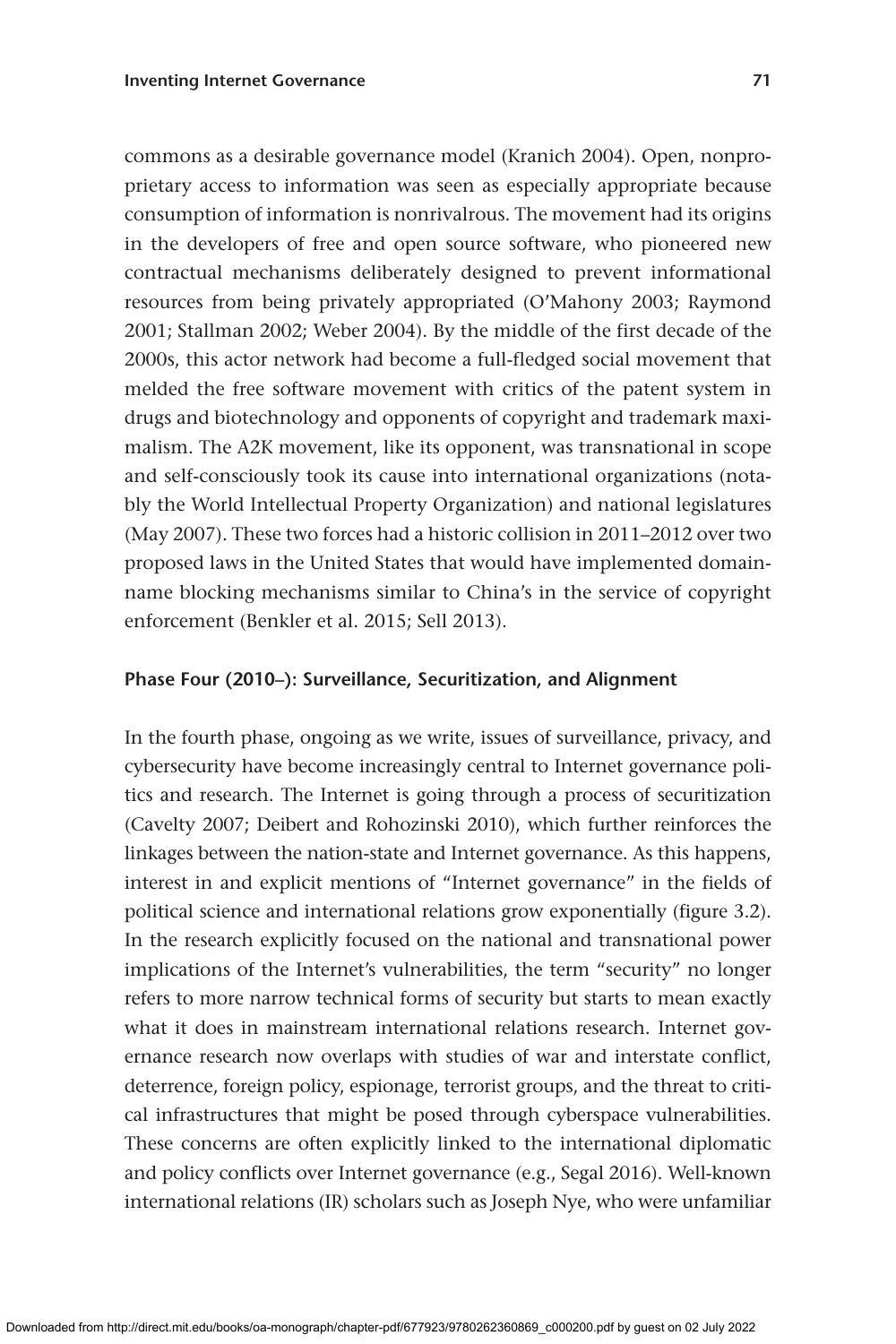commons as a desirable governance model (Kranich 2004). Open, nonproprietary access to information was seen as especially appropriate because consumption of information is nonrivalrous. The movement had its origins in the developers of free and open source software, who pioneered new contractual mechanisms deliberately designed to prevent informational resources from being privately appropriated (O'Mahony 2003; Raymond 2001; Stallman 2002; Weber 2004). By the middle of the first decade of the 2000s, this actor network had become a full-fledged social movement that melded the free software movement with critics of the patent system in drugs and biotechnology and opponents of copyright and trademark maximalism. The A2K movement, like its opponent, was transnational in scope and self-consciously took its cause into international organizations (notably the World Intellectual Property Organization) and national legislatures (May 2007). These two forces had a historic collision in 2011–2012 over two proposed laws in the United States that would have implemented domain-name blocking mechanisms similar to China's in the service of copyright enforcement (Benkler et al. 2015; Sell 2013).

### Phase Four (2010–): Surveillance, Securitization, and Alignment

In the fourth phase, ongoing as we write, issues of surveillance, privacy, and cybersecurity have become increasingly central to Internet governance politics and research. The Internet is going through a process of securitization (Cavelty 2007; Deibert and Rohozinski 2010), which further reinforces the linkages between the nation-state and Internet governance. As this happens, interest in and explicit mentions of "Internet governance" in the fields of political science and international relations grow exponentially (figure 3.2). In the research explicitly focused on the national and transnational power implications of the Internet's vulnerabilities, the term "security" no longer refers to more narrow technical forms of security but starts to mean exactly what it does in mainstream international relations research. Internet governance research now overlaps with studies of war and interstate conflict, deterrence, foreign policy, espionage, terrorist groups, and the threat to critical infrastructures that might be posed through cyberspace vulnerabilities. These concerns are often explicitly linked to the international diplomatic and policy conflicts over Internet governance (e.g., Segal 2016). Well-known international relations (IR) scholars such as Joseph Nye, who were unfamiliar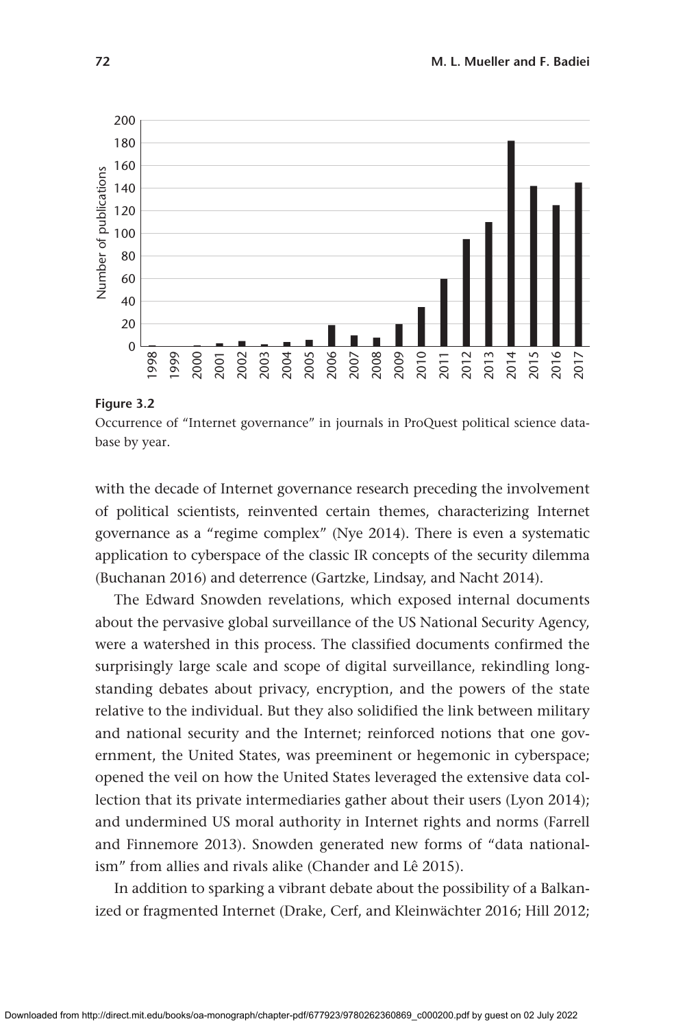**Figure 3.2**

Occurrence of "Internet governance" in journals in ProQuest political science database by year.

with the decade of Internet governance research preceding the involvement of political scientists, reinvented certain themes, characterizing Internet governance as a "regime complex" (Nye 2014). There is even a systematic application to cyberspace of the classic IR concepts of the security dilemma (Buchanan 2016) and deterrence (Gartzke, Lindsay, and Nacht 2014).

The Edward Snowden revelations, which exposed internal documents about the pervasive global surveillance of the US National Security Agency, were a watershed in this process. The classified documents confirmed the surprisingly large scale and scope of digital surveillance, rekindling long-standing debates about privacy, encryption, and the powers of the state relative to the individual. But they also solidified the link between military and national security and the Internet; reinforced notions that one government, the United States, was preeminent or hegemonic in cyberspace; opened the veil on how the United States leveraged the extensive data collection that its private intermediaries gather about their users (Lyon 2014); and undermined US moral authority in Internet rights and norms (Farrell and Finnemore 2013). Snowden generated new forms of "data nationalism" from allies and rivals alike (Chander and Lê 2015).

In addition to sparking a vibrant debate about the possibility of a Balkanized or fragmented Internet (Drake, Cerf, and Kleinwächter 2016; Hill 2012;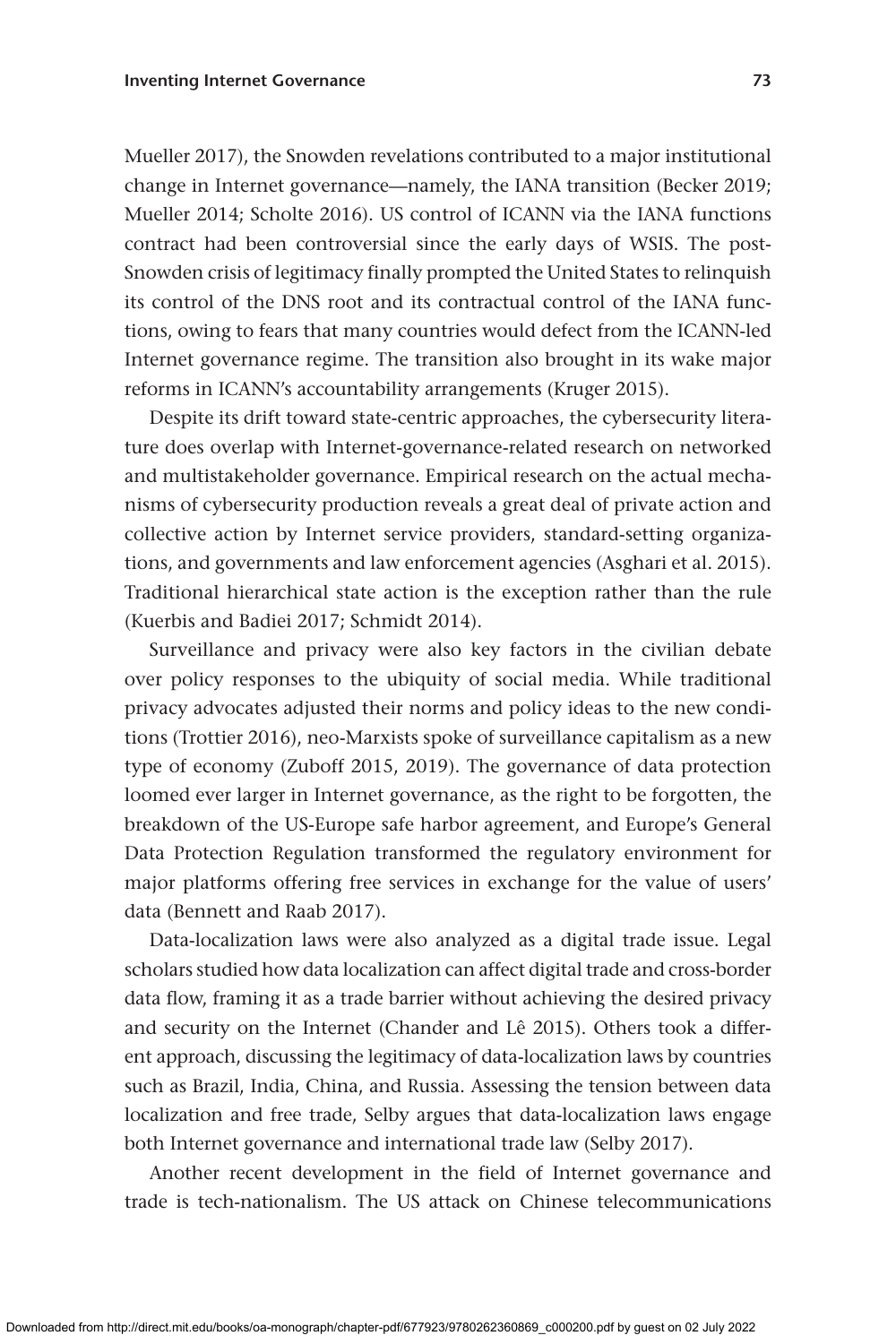Mueller 2017), the Snowden revelations contributed to a major institutional change in Internet governance—namely, the IANA transition (Becker 2019; Mueller 2014; Scholte 2016). US control of ICANN via the IANA functions contract had been controversial since the early days of WSIS. The post-Snowden crisis of legitimacy finally prompted the United States to relinquish its control of the DNS root and its contractual control of the IANA functions, owing to fears that many countries would defect from the ICANN-led Internet governance regime. The transition also brought in its wake major reforms in ICANN's accountability arrangements (Kruger 2015).

Despite its drift toward state-centric approaches, the cybersecurity literature does overlap with Internet-governance-related research on networked and multistakeholder governance. Empirical research on the actual mechanisms of cybersecurity production reveals a great deal of private action and collective action by Internet service providers, standard-setting organizations, and governments and law enforcement agencies (Asghari et al. 2015). Traditional hierarchical state action is the exception rather than the rule (Kuerbis and Badiei 2017; Schmidt 2014).

Surveillance and privacy were also key factors in the civilian debate over policy responses to the ubiquity of social media. While traditional privacy advocates adjusted their norms and policy ideas to the new conditions (Trottier 2016), neo-Marxists spoke of surveillance capitalism as a new type of economy (Zuboff 2015, 2019). The governance of data protection loomed ever larger in Internet governance, as the right to be forgotten, the breakdown of the US-Europe safe harbor agreement, and Europe's General Data Protection Regulation transformed the regulatory environment for major platforms offering free services in exchange for the value of users' data (Bennett and Raab 2017).

Data-localization laws were also analyzed as a digital trade issue. Legal scholars studied how data localization can affect digital trade and cross-border data flow, framing it as a trade barrier without achieving the desired privacy and security on the Internet (Chander and Lê 2015). Others took a different approach, discussing the legitimacy of data-localization laws by countries such as Brazil, India, China, and Russia. Assessing the tension between data localization and free trade, Selby argues that data-localization laws engage both Internet governance and international trade law (Selby 2017).

Another recent development in the field of Internet governance and trade is tech-nationalism. The US attack on Chinese telecommunications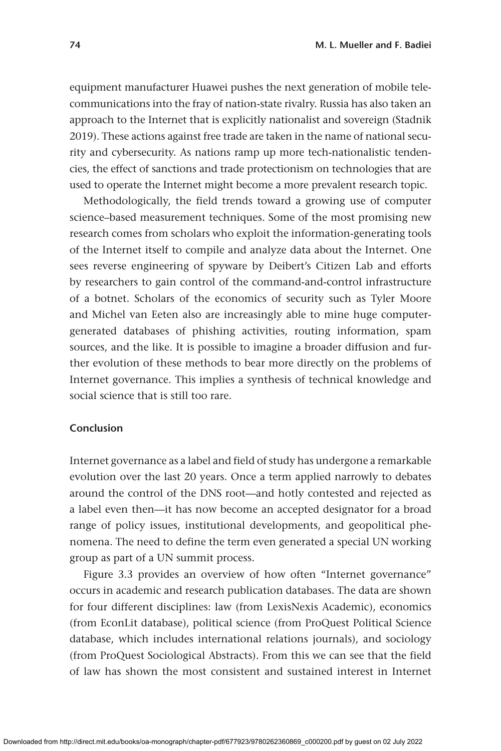equipment manufacturer Huawei pushes the next generation of mobile telecommunications into the fray of nation-state rivalry. Russia has also taken an approach to the Internet that is explicitly nationalist and sovereign (Stadnik 2019). These actions against free trade are taken in the name of national security and cybersecurity. As nations ramp up more tech-nationalistic tendencies, the effect of sanctions and trade protectionism on technologies that are used to operate the Internet might become a more prevalent research topic.

Methodologically, the field trends toward a growing use of computer science–based measurement techniques. Some of the most promising new research comes from scholars who exploit the information-generating tools of the Internet itself to compile and analyze data about the Internet. One sees reverse engineering of spyware by Deibert's Citizen Lab and efforts by researchers to gain control of the command-and-control infrastructure of a botnet. Scholars of the economics of security such as Tyler Moore and Michel van Eeten also are increasingly able to mine huge computer-generated databases of phishing activities, routing information, spam sources, and the like. It is possible to imagine a broader diffusion and further evolution of these methods to bear more directly on the problems of Internet governance. This implies a synthesis of technical knowledge and social science that is still too rare.

## Conclusion

Internet governance as a label and field of study has undergone a remarkable evolution over the last 20 years. Once a term applied narrowly to debates around the control of the DNS root—and hotly contested and rejected as a label even then—it has now become an accepted designator for a broad range of policy issues, institutional developments, and geopolitical phenomena. The need to define the term even generated a special UN working group as part of a UN summit process.

Figure 3.3 provides an overview of how often "Internet governance" occurs in academic and research publication databases. The data are shown for four different disciplines: law (from LexisNexis Academic), economics (from EconLit database), political science (from ProQuest Political Science database, which includes international relations journals), and sociology (from ProQuest Sociological Abstracts). From this we can see that the field of law has shown the most consistent and sustained interest in Internet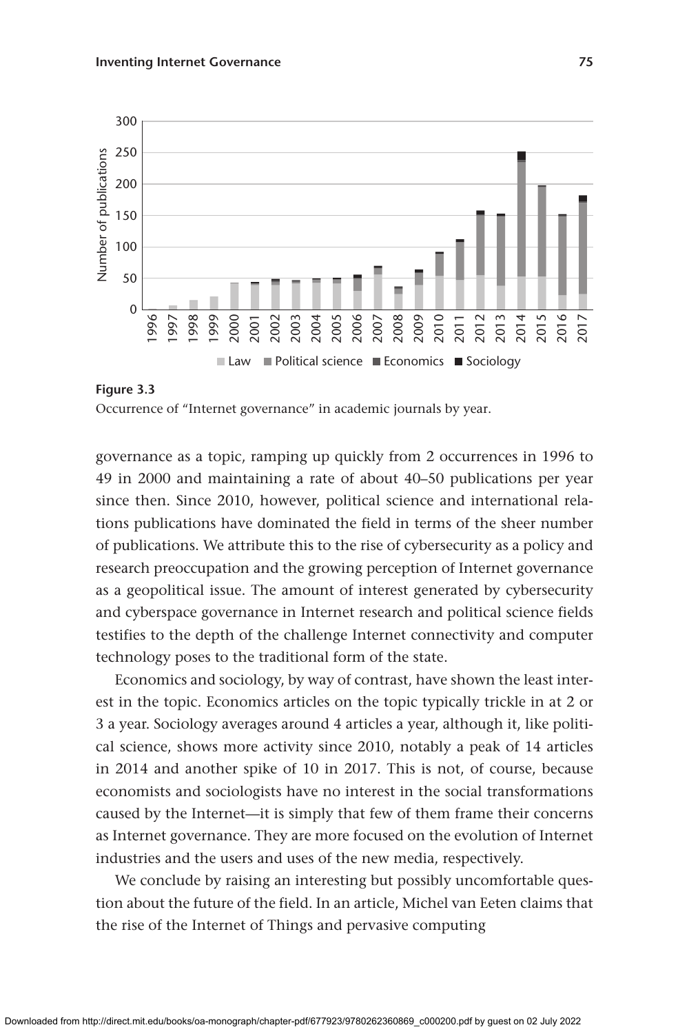Figure 3.3

Occurrence of "Internet governance" in academic journals by year.

governance as a topic, ramping up quickly from 2 occurrences in 1996 to 49 in 2000 and maintaining a rate of about 40–50 publications per year since then. Since 2010, however, political science and international relations publications have dominated the field in terms of the sheer number of publications. We attribute this to the rise of cybersecurity as a policy and research preoccupation and the growing perception of Internet governance as a geopolitical issue. The amount of interest generated by cybersecurity and cyberspace governance in Internet research and political science fields testifies to the depth of the challenge Internet connectivity and computer technology poses to the traditional form of the state.

Economics and sociology, by way of contrast, have shown the least interest in the topic. Economics articles on the topic typically trickle in at 2 or 3 a year. Sociology averages around 4 articles a year, although it, like political science, shows more activity since 2010, notably a peak of 14 articles in 2014 and another spike of 10 in 2017. This is not, of course, because economists and sociologists have no interest in the social transformations caused by the Internet—it is simply that few of them frame their concerns as Internet governance. They are more focused on the evolution of Internet industries and the users and uses of the new media, respectively.

We conclude by raising an interesting but possibly uncomfortable question about the future of the field. In an article, Michel van Eeten claims that the rise of the Internet of Things and pervasive computing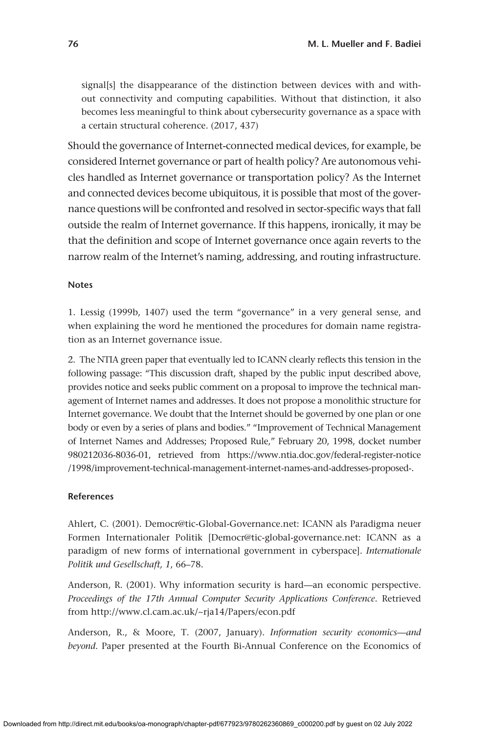> signal[s] the disappearance of the distinction between devices with and without connectivity and computing capabilities. Without that distinction, it also becomes less meaningful to think about cybersecurity governance as a space with a certain structural coherence. (2017, 437)

Should the governance of Internet-connected medical devices, for example, be considered Internet governance or part of health policy? Are autonomous vehicles handled as Internet governance or transportation policy? As the Internet and connected devices become ubiquitous, it is possible that most of the governance questions will be confronted and resolved in sector-specific ways that fall outside the realm of Internet governance. If this happens, ironically, it may be that the definition and scope of Internet governance once again reverts to the narrow realm of the Internet's naming, addressing, and routing infrastructure.

### Notes

1. Lessig (1999b, 1407) used the term "governance" in a very general sense, and when explaining the word he mentioned the procedures for domain name registration as an Internet governance issue.

2. The NTIA green paper that eventually led to ICANN clearly reflects this tension in the following passage: "This discussion draft, shaped by the public input described above, provides notice and seeks public comment on a proposal to improve the technical management of Internet names and addresses. It does not propose a monolithic structure for Internet governance. We doubt that the Internet should be governed by one plan or one body or even by a series of plans and bodies." "Improvement of Technical Management of Internet Names and Addresses; Proposed Rule," February 20, 1998, docket number 980212036-8036-01, retrieved from https://www.ntia.doc.gov/federal-register-notice/1998/improvement-technical-management-internet-names-and-addresses-proposed-.

### References

Ahlert, C. (2001). Democr@tic-Global-Governance.net: ICANN als Paradigma neuer Formen Internationaler Politik [Democr@tic-global-governance.net: ICANN as a paradigm of new forms of international government in cyberspace]. *Internationale Politik und Gesellschaft, 1*, 66–78.

Anderson, R. (2001). Why information security is hard—an economic perspective. *Proceedings of the 17th Annual Computer Security Applications Conference*. Retrieved from http://www.cl.cam.ac.uk/~rja14/Papers/econ.pdf

Anderson, R., & Moore, T. (2007, January). *Information security economics—and beyond*. Paper presented at the Fourth Bi-Annual Conference on the Economics of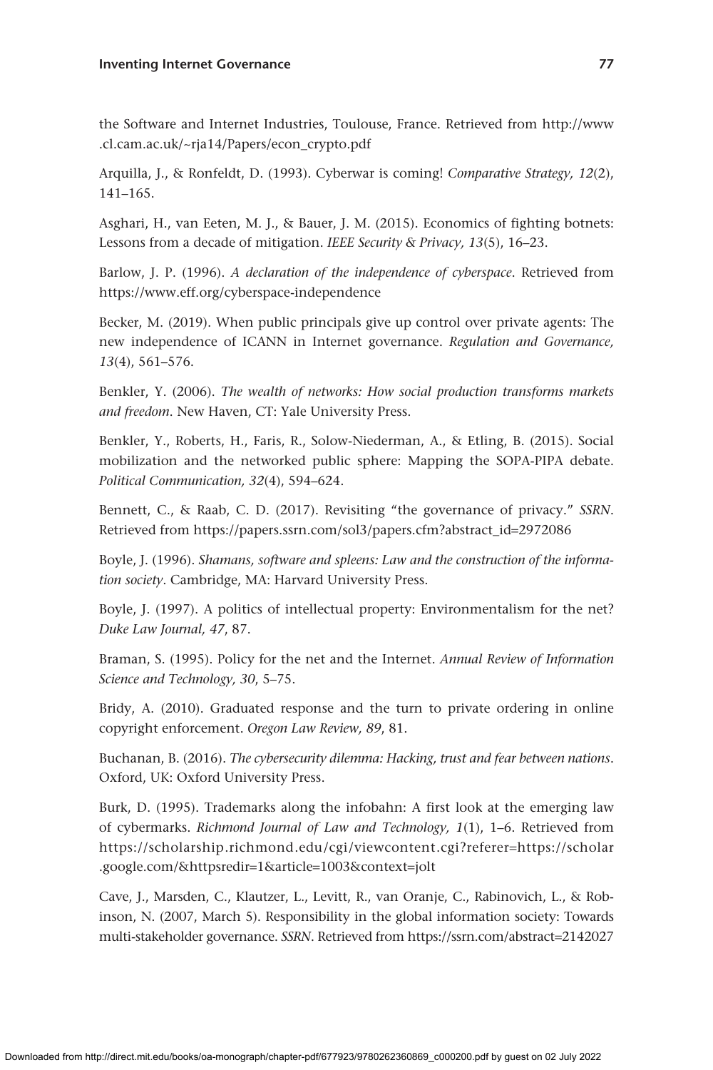the Software and Internet Industries, Toulouse, France. Retrieved from http://www.cl.cam.ac.uk/~rja14/Papers/econ_crypto.pdf

Arquilla, J., & Ronfeldt, D. (1993). Cyberwar is coming! *Comparative Strategy, 12*(2), 141–165.

Asghari, H., van Eeten, M. J., & Bauer, J. M. (2015). Economics of fighting botnets: Lessons from a decade of mitigation. *IEEE Security & Privacy, 13*(5), 16–23.

Barlow, J. P. (1996). *A declaration of the independence of cyberspace*. Retrieved from https://www.eff.org/cyberspace-independence

Becker, M. (2019). When public principals give up control over private agents: The new independence of ICANN in Internet governance. *Regulation and Governance, 13*(4), 561–576.

Benkler, Y. (2006). *The wealth of networks: How social production transforms markets and freedom*. New Haven, CT: Yale University Press.

Benkler, Y., Roberts, H., Faris, R., Solow-Niederman, A., & Etling, B. (2015). Social mobilization and the networked public sphere: Mapping the SOPA-PIPA debate. *Political Communication, 32*(4), 594–624.

Bennett, C., & Raab, C. D. (2017). Revisiting "the governance of privacy." *SSRN*. Retrieved from https://papers.ssrn.com/sol3/papers.cfm?abstract_id=2972086

Boyle, J. (1996). *Shamans, software and spleens: Law and the construction of the information society*. Cambridge, MA: Harvard University Press.

Boyle, J. (1997). A politics of intellectual property: Environmentalism for the net? *Duke Law Journal, 47*, 87.

Braman, S. (1995). Policy for the net and the Internet. *Annual Review of Information Science and Technology, 30*, 5–75.

Bridy, A. (2010). Graduated response and the turn to private ordering in online copyright enforcement. *Oregon Law Review, 89*, 81.

Buchanan, B. (2016). *The cybersecurity dilemma: Hacking, trust and fear between nations*. Oxford, UK: Oxford University Press.

Burk, D. (1995). Trademarks along the infobahn: A first look at the emerging law of cybermarks. *Richmond Journal of Law and Technology, 1*(1), 1–6. Retrieved from https://scholarship.richmond.edu/cgi/viewcontent.cgi?referer=https://scholar.google.com/&httpsredir=1&article=1003&context=jolt

Cave, J., Marsden, C., Klautzer, L., Levitt, R., van Oranje, C., Rabinovich, L., & Robinson, N. (2007, March 5). Responsibility in the global information society: Towards multi-stakeholder governance. *SSRN*. Retrieved from https://ssrn.com/abstract=2142027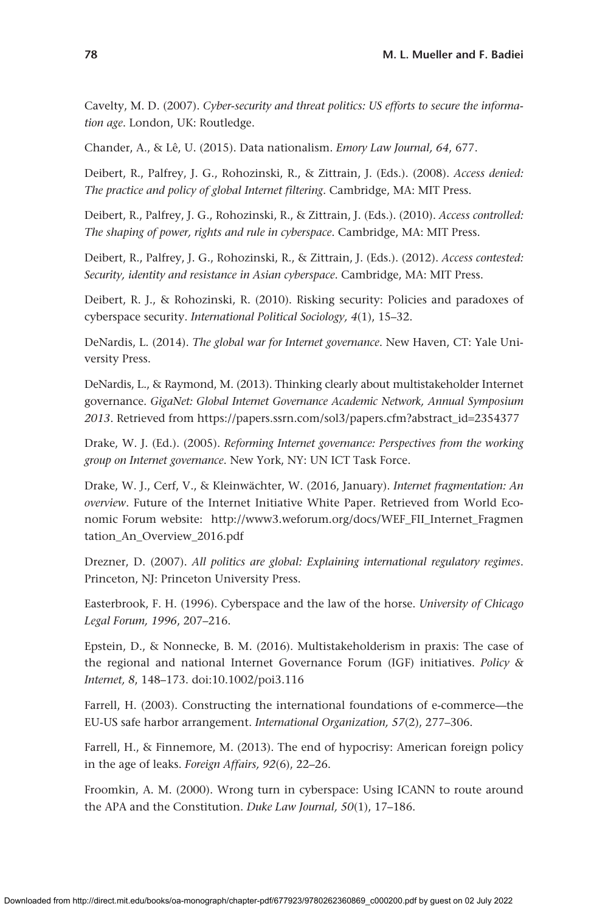Cavelty, M. D. (2007). *Cyber-security and threat politics: US efforts to secure the information age*. London, UK: Routledge.

Chander, A., & Lê, U. (2015). Data nationalism. *Emory Law Journal, 64*, 677.

Deibert, R., Palfrey, J. G., Rohozinski, R., & Zittrain, J. (Eds.). (2008). *Access denied: The practice and policy of global Internet filtering*. Cambridge, MA: MIT Press.

Deibert, R., Palfrey, J. G., Rohozinski, R., & Zittrain, J. (Eds.). (2010). *Access controlled: The shaping of power, rights and rule in cyberspace*. Cambridge, MA: MIT Press.

Deibert, R., Palfrey, J. G., Rohozinski, R., & Zittrain, J. (Eds.). (2012). *Access contested: Security, identity and resistance in Asian cyberspace*. Cambridge, MA: MIT Press.

Deibert, R. J., & Rohozinski, R. (2010). Risking security: Policies and paradoxes of cyberspace security. *International Political Sociology, 4*(1), 15–32.

DeNardis, L. (2014). *The global war for Internet governance*. New Haven, CT: Yale University Press.

DeNardis, L., & Raymond, M. (2013). Thinking clearly about multistakeholder Internet governance. *GigaNet: Global Internet Governance Academic Network, Annual Symposium 2013*. Retrieved from https://papers.ssrn.com/sol3/papers.cfm?abstract_id=2354377

Drake, W. J. (Ed.). (2005). *Reforming Internet governance: Perspectives from the working group on Internet governance*. New York, NY: UN ICT Task Force.

Drake, W. J., Cerf, V., & Kleinwächter, W. (2016, January). *Internet fragmentation: An overview*. Future of the Internet Initiative White Paper. Retrieved from World Economic Forum website: http://www3.weforum.org/docs/WEF_FII_Internet_Fragmentation_An_Overview_2016.pdf

Drezner, D. (2007). *All politics are global: Explaining international regulatory regimes*. Princeton, NJ: Princeton University Press.

Easterbrook, F. H. (1996). Cyberspace and the law of the horse. *University of Chicago Legal Forum, 1996*, 207–216.

Epstein, D., & Nonnecke, B. M. (2016). Multistakeholderism in praxis: The case of the regional and national Internet Governance Forum (IGF) initiatives. *Policy & Internet, 8*, 148–173. doi:10.1002/poi3.116

Farrell, H. (2003). Constructing the international foundations of e-commerce—the EU-US safe harbor arrangement. *International Organization, 57*(2), 277–306.

Farrell, H., & Finnemore, M. (2013). The end of hypocrisy: American foreign policy in the age of leaks. *Foreign Affairs, 92*(6), 22–26.

Froomkin, A. M. (2000). Wrong turn in cyberspace: Using ICANN to route around the APA and the Constitution. *Duke Law Journal, 50*(1), 17–186.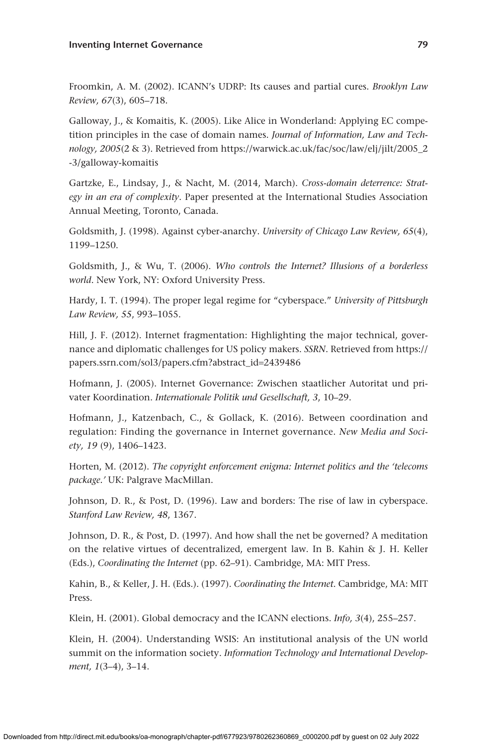Froomkin, A. M. (2002). ICANN's UDRP: Its causes and partial cures. *Brooklyn Law Review, 67*(3), 605–718.

Galloway, J., & Komaitis, K. (2005). Like Alice in Wonderland: Applying EC competition principles in the case of domain names. *Journal of Information, Law and Technology, 2005*(2 & 3). Retrieved from https://warwick.ac.uk/fac/soc/law/elj/jilt/2005_2-3/galloway-komaitis

Gartzke, E., Lindsay, J., & Nacht, M. (2014, March). *Cross-domain deterrence: Strategy in an era of complexity*. Paper presented at the International Studies Association Annual Meeting, Toronto, Canada.

Goldsmith, J. (1998). Against cyber-anarchy. *University of Chicago Law Review, 65*(4), 1199–1250.

Goldsmith, J., & Wu, T. (2006). *Who controls the Internet? Illusions of a borderless world*. New York, NY: Oxford University Press.

Hardy, I. T. (1994). The proper legal regime for "cyberspace." *University of Pittsburgh Law Review, 55*, 993–1055.

Hill, J. F. (2012). Internet fragmentation: Highlighting the major technical, governance and diplomatic challenges for US policy makers. *SSRN*. Retrieved from https://papers.ssrn.com/sol3/papers.cfm?abstract_id=2439486

Hofmann, J. (2005). Internet Governance: Zwischen staatlicher Autoritat und privater Koordination. *Internationale Politik und Gesellschaft, 3*, 10–29.

Hofmann, J., Katzenbach, C., & Gollack, K. (2016). Between coordination and regulation: Finding the governance in Internet governance. *New Media and Society, 19* (9), 1406–1423.

Horten, M. (2012). *The copyright enforcement enigma: Internet politics and the 'telecoms package.'* UK: Palgrave MacMillan.

Johnson, D. R., & Post, D. (1996). Law and borders: The rise of law in cyberspace. *Stanford Law Review, 48*, 1367.

Johnson, D. R., & Post, D. (1997). And how shall the net be governed? A meditation on the relative virtues of decentralized, emergent law. In B. Kahin & J. H. Keller (Eds.), *Coordinating the Internet* (pp. 62–91). Cambridge, MA: MIT Press.

Kahin, B., & Keller, J. H. (Eds.). (1997). *Coordinating the Internet*. Cambridge, MA: MIT Press.

Klein, H. (2001). Global democracy and the ICANN elections. *Info, 3*(4), 255–257.

Klein, H. (2004). Understanding WSIS: An institutional analysis of the UN world summit on the information society. *Information Technology and International Development, 1*(3–4), 3–14.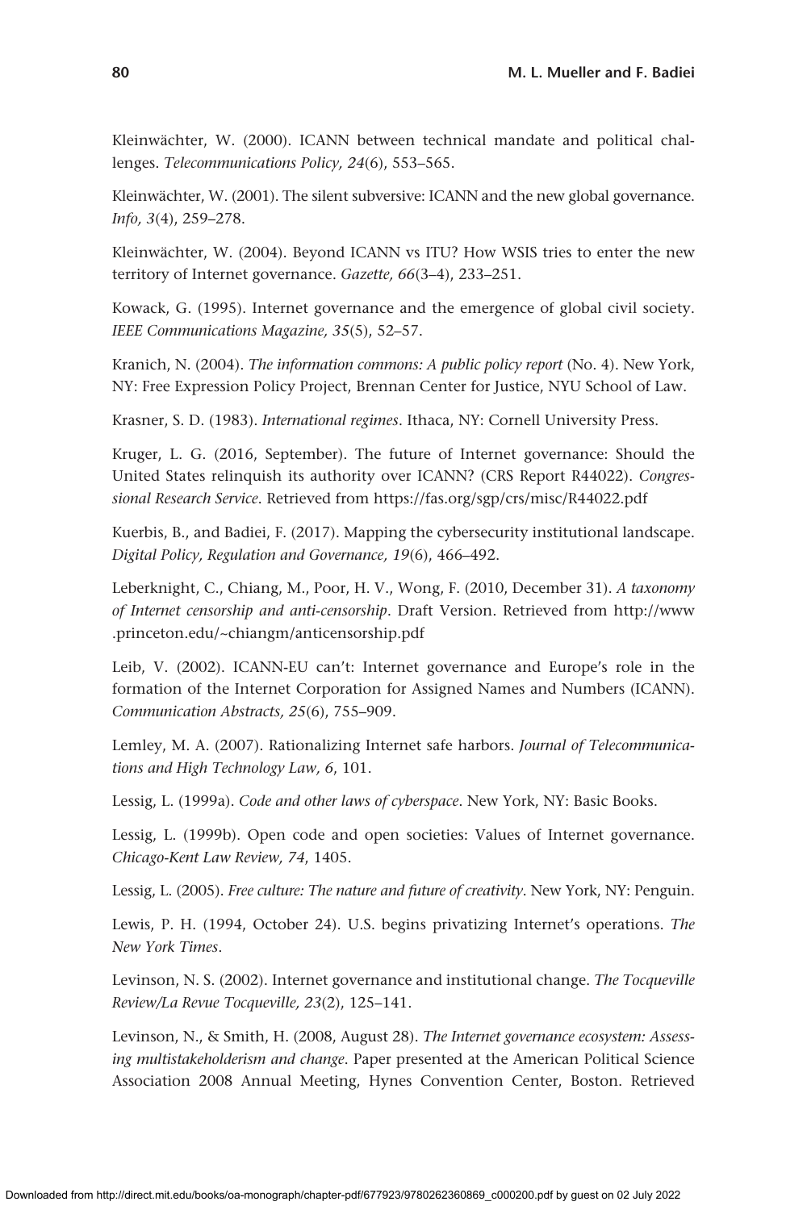Kleinwächter, W. (2000). ICANN between technical mandate and political challenges. *Telecommunications Policy, 24*(6), 553–565.

Kleinwächter, W. (2001). The silent subversive: ICANN and the new global governance. *Info, 3*(4), 259–278.

Kleinwächter, W. (2004). Beyond ICANN vs ITU? How WSIS tries to enter the new territory of Internet governance. *Gazette, 66*(3–4), 233–251.

Kowack, G. (1995). Internet governance and the emergence of global civil society. *IEEE Communications Magazine, 35*(5), 52–57.

Kranich, N. (2004). *The information commons: A public policy report* (No. 4). New York, NY: Free Expression Policy Project, Brennan Center for Justice, NYU School of Law.

Krasner, S. D. (1983). *International regimes*. Ithaca, NY: Cornell University Press.

Kruger, L. G. (2016, September). The future of Internet governance: Should the United States relinquish its authority over ICANN? (CRS Report R44022). *Congressional Research Service*. Retrieved from https://fas.org/sgp/crs/misc/R44022.pdf

Kuerbis, B., and Badiei, F. (2017). Mapping the cybersecurity institutional landscape. *Digital Policy, Regulation and Governance, 19*(6), 466–492.

Leberknight, C., Chiang, M., Poor, H. V., Wong, F. (2010, December 31). *A taxonomy of Internet censorship and anti-censorship*. Draft Version. Retrieved from http://www.princeton.edu/~chiangm/anticensorship.pdf

Leib, V. (2002). ICANN-EU can't: Internet governance and Europe's role in the formation of the Internet Corporation for Assigned Names and Numbers (ICANN). *Communication Abstracts, 25*(6), 755–909.

Lemley, M. A. (2007). Rationalizing Internet safe harbors. *Journal of Telecommunications and High Technology Law, 6*, 101.

Lessig, L. (1999a). *Code and other laws of cyberspace*. New York, NY: Basic Books.

Lessig, L. (1999b). Open code and open societies: Values of Internet governance. *Chicago-Kent Law Review, 74*, 1405.

Lessig, L. (2005). *Free culture: The nature and future of creativity*. New York, NY: Penguin.

Lewis, P. H. (1994, October 24). U.S. begins privatizing Internet's operations. *The New York Times*.

Levinson, N. S. (2002). Internet governance and institutional change. *The Tocqueville Review/La Revue Tocqueville, 23*(2), 125–141.

Levinson, N., & Smith, H. (2008, August 28). *The Internet governance ecosystem: Assessing multistakeholderism and change*. Paper presented at the American Political Science Association 2008 Annual Meeting, Hynes Convention Center, Boston. Retrieved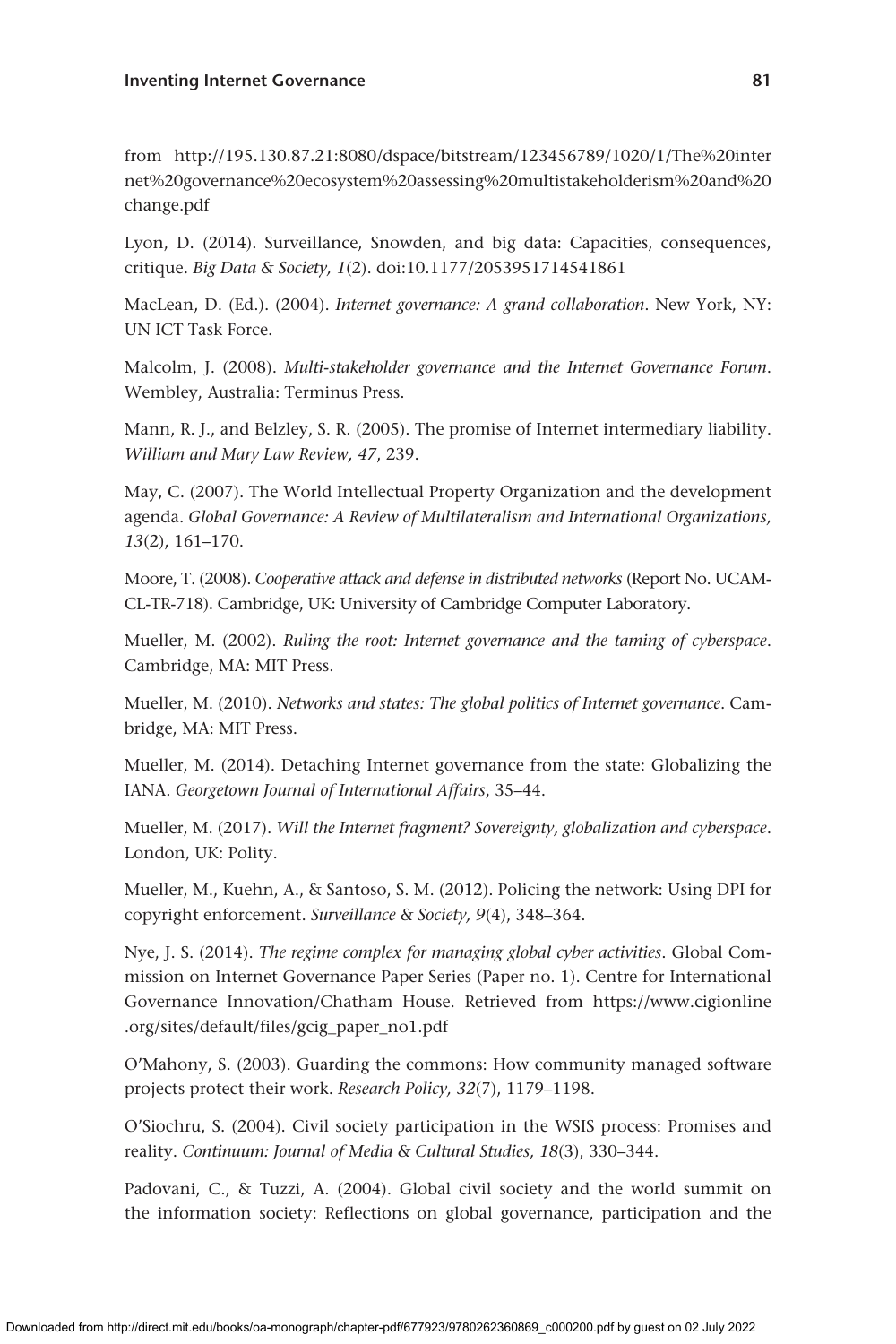from http://195.130.87.21:8080/dspace/bitstream/123456789/1020/1/The%20internet%20governance%20ecosystem%20assessing%20multistakeholderism%20and%20change.pdf

Lyon, D. (2014). Surveillance, Snowden, and big data: Capacities, consequences, critique. *Big Data & Society, 1*(2). doi:10.1177/2053951714541861

MacLean, D. (Ed.). (2004). *Internet governance: A grand collaboration*. New York, NY: UN ICT Task Force.

Malcolm, J. (2008). *Multi-stakeholder governance and the Internet Governance Forum*. Wembley, Australia: Terminus Press.

Mann, R. J., and Belzley, S. R. (2005). The promise of Internet intermediary liability. *William and Mary Law Review, 47*, 239.

May, C. (2007). The World Intellectual Property Organization and the development agenda. *Global Governance: A Review of Multilateralism and International Organizations, 13*(2), 161–170.

Moore, T. (2008). *Cooperative attack and defense in distributed networks* (Report No. UCAM-CL-TR-718). Cambridge, UK: University of Cambridge Computer Laboratory.

Mueller, M. (2002). *Ruling the root: Internet governance and the taming of cyberspace*. Cambridge, MA: MIT Press.

Mueller, M. (2010). *Networks and states: The global politics of Internet governance*. Cambridge, MA: MIT Press.

Mueller, M. (2014). Detaching Internet governance from the state: Globalizing the IANA. *Georgetown Journal of International Affairs*, 35–44.

Mueller, M. (2017). *Will the Internet fragment? Sovereignty, globalization and cyberspace*. London, UK: Polity.

Mueller, M., Kuehn, A., & Santoso, S. M. (2012). Policing the network: Using DPI for copyright enforcement. *Surveillance & Society, 9*(4), 348–364.

Nye, J. S. (2014). *The regime complex for managing global cyber activities*. Global Commission on Internet Governance Paper Series (Paper no. 1). Centre for International Governance Innovation/Chatham House. Retrieved from https://www.cigionline.org/sites/default/files/gcig_paper_no1.pdf

O'Mahony, S. (2003). Guarding the commons: How community managed software projects protect their work. *Research Policy, 32*(7), 1179–1198.

O'Siochru, S. (2004). Civil society participation in the WSIS process: Promises and reality. *Continuum: Journal of Media & Cultural Studies, 18*(3), 330–344.

Padovani, C., & Tuzzi, A. (2004). Global civil society and the world summit on the information society: Reflections on global governance, participation and the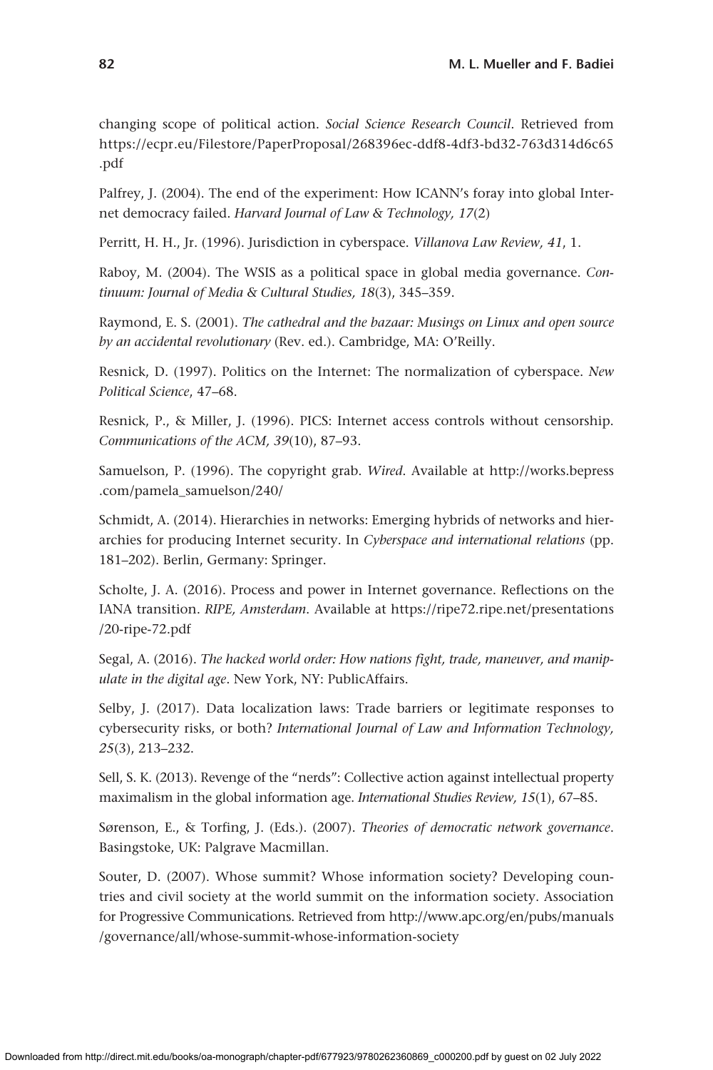changing scope of political action. *Social Science Research Council*. Retrieved from https://ecpr.eu/Filestore/PaperProposal/268396ec-ddf8-4df3-bd32-763d314d6c65.pdf

Palfrey, J. (2004). The end of the experiment: How ICANN's foray into global Internet democracy failed. *Harvard Journal of Law & Technology, 17*(2)

Perritt, H. H., Jr. (1996). Jurisdiction in cyberspace. *Villanova Law Review, 41*, 1.

Raboy, M. (2004). The WSIS as a political space in global media governance. *Continuum: Journal of Media & Cultural Studies, 18*(3), 345–359.

Raymond, E. S. (2001). *The cathedral and the bazaar: Musings on Linux and open source by an accidental revolutionary* (Rev. ed.). Cambridge, MA: O'Reilly.

Resnick, D. (1997). Politics on the Internet: The normalization of cyberspace. *New Political Science*, 47–68.

Resnick, P., & Miller, J. (1996). PICS: Internet access controls without censorship. *Communications of the ACM, 39*(10), 87–93.

Samuelson, P. (1996). The copyright grab. *Wired*. Available at http://works.bepress.com/pamela_samuelson/240/

Schmidt, A. (2014). Hierarchies in networks: Emerging hybrids of networks and hierarchies for producing Internet security. In *Cyberspace and international relations* (pp. 181–202). Berlin, Germany: Springer.

Scholte, J. A. (2016). Process and power in Internet governance. Reflections on the IANA transition. *RIPE, Amsterdam*. Available at https://ripe72.ripe.net/presentations/20-ripe-72.pdf

Segal, A. (2016). *The hacked world order: How nations fight, trade, maneuver, and manipulate in the digital age*. New York, NY: PublicAffairs.

Selby, J. (2017). Data localization laws: Trade barriers or legitimate responses to cybersecurity risks, or both? *International Journal of Law and Information Technology, 25*(3), 213–232.

Sell, S. K. (2013). Revenge of the "nerds": Collective action against intellectual property maximalism in the global information age. *International Studies Review, 15*(1), 67–85.

Sørenson, E., & Torfing, J. (Eds.). (2007). *Theories of democratic network governance*. Basingstoke, UK: Palgrave Macmillan.

Souter, D. (2007). Whose summit? Whose information society? Developing countries and civil society at the world summit on the information society. Association for Progressive Communications. Retrieved from http://www.apc.org/en/pubs/manuals/governance/all/whose-summit-whose-information-society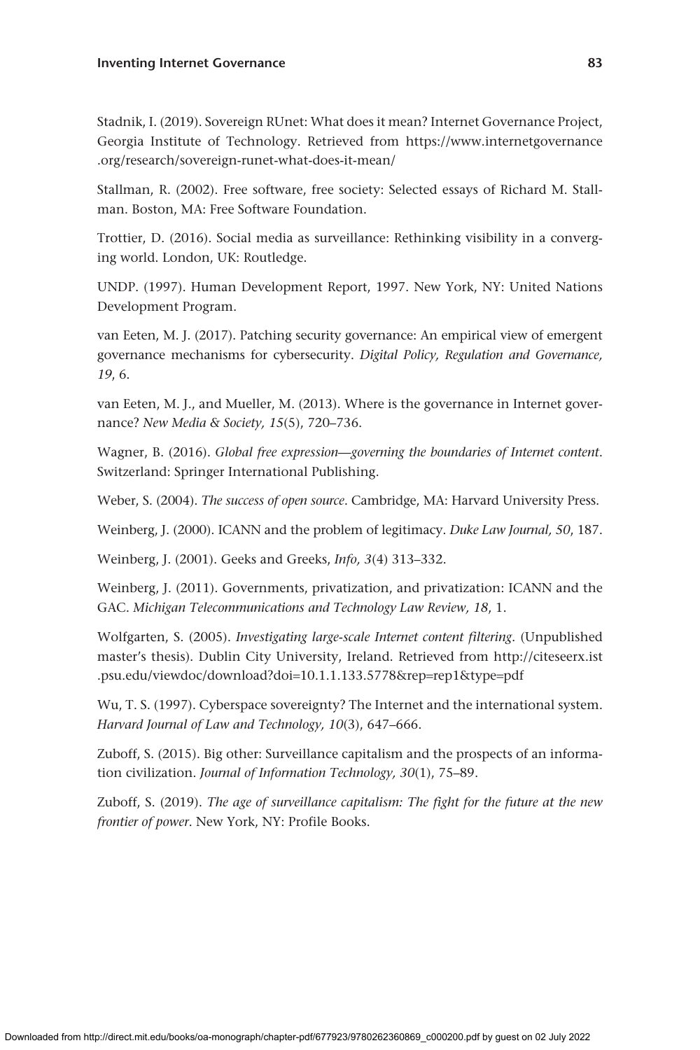Stadnik, I. (2019). Sovereign RUnet: What does it mean? Internet Governance Project, Georgia Institute of Technology. Retrieved from https://www.internetgovernance.org/research/sovereign-runet-what-does-it-mean/

Stallman, R. (2002). Free software, free society: Selected essays of Richard M. Stallman. Boston, MA: Free Software Foundation.

Trottier, D. (2016). Social media as surveillance: Rethinking visibility in a converging world. London, UK: Routledge.

UNDP. (1997). Human Development Report, 1997. New York, NY: United Nations Development Program.

van Eeten, M. J. (2017). Patching security governance: An empirical view of emergent governance mechanisms for cybersecurity. *Digital Policy, Regulation and Governance, 19*, 6.

van Eeten, M. J., and Mueller, M. (2013). Where is the governance in Internet governance? *New Media & Society, 15*(5), 720–736.

Wagner, B. (2016). *Global free expression—governing the boundaries of Internet content*. Switzerland: Springer International Publishing.

Weber, S. (2004). *The success of open source*. Cambridge, MA: Harvard University Press.

Weinberg, J. (2000). ICANN and the problem of legitimacy. *Duke Law Journal, 50*, 187.

Weinberg, J. (2001). Geeks and Greeks, *Info, 3*(4) 313–332.

Weinberg, J. (2011). Governments, privatization, and privatization: ICANN and the GAC. *Michigan Telecommunications and Technology Law Review, 18*, 1.

Wolfgarten, S. (2005). *Investigating large-scale Internet content filtering*. (Unpublished master's thesis). Dublin City University, Ireland. Retrieved from http://citeseerx.ist.psu.edu/viewdoc/download?doi=10.1.1.133.5778&rep=rep1&type=pdf

Wu, T. S. (1997). Cyberspace sovereignty? The Internet and the international system. *Harvard Journal of Law and Technology, 10*(3), 647–666.

Zuboff, S. (2015). Big other: Surveillance capitalism and the prospects of an information civilization. *Journal of Information Technology, 30*(1), 75–89.

Zuboff, S. (2019). *The age of surveillance capitalism: The fight for the future at the new frontier of power*. New York, NY: Profile Books.